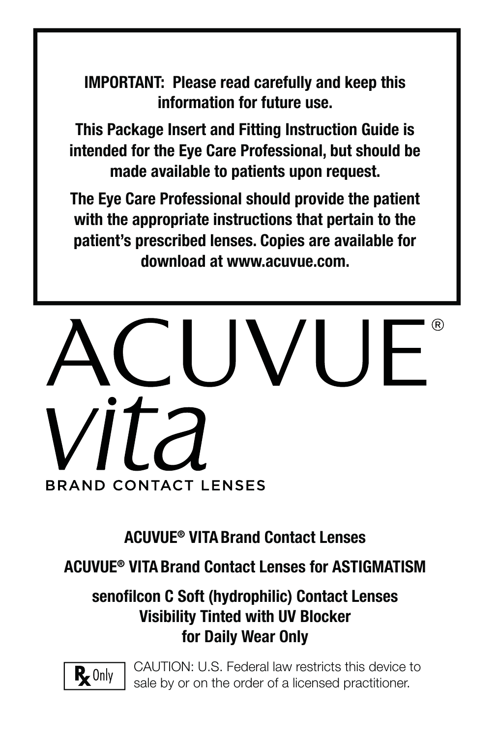**IMPORTANT: Please read carefully and keep this information for future use.**

**This Package Insert and Fitting Instruction Guide is intended for the Eye Care Professional, but should be made available to patients upon request.**

**The Eye Care Professional should provide the patient with the appropriate instructions that pertain to the patient's prescribed lenses. Copies are available for download at www.acuvue.com.**

# ACUVUE® vita

BRAND CONTACT LENSES

**ACUVUE® VITA Brand Contact Lenses**

**ACUVUE® VITA Brand Contact Lenses for ASTIGMATISM**

**senofilcon C Soft (hydrophilic) Contact Lenses**
**Visibility Tinted with UV Blocker**
**for Daily Wear Only**

℞ Only — CAUTION: U.S. Federal law restricts this device to sale by or on the order of a licensed practitioner.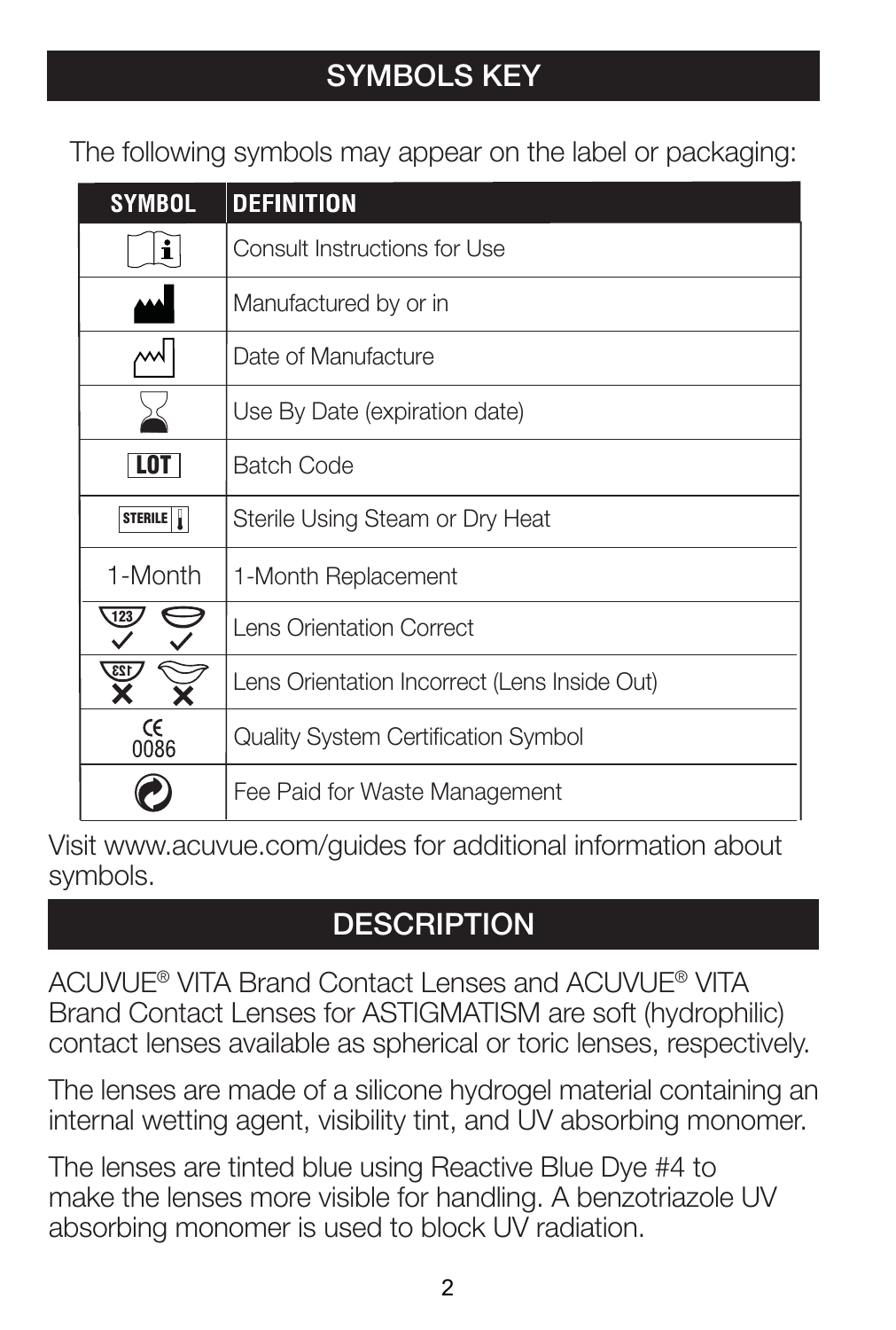## SYMBOLS KEY

The following symbols may appear on the label or packaging:

| SYMBOL | DEFINITION |
|---|---|
| i | Consult Instructions for Use |
|  | Manufactured by or in |
|  | Date of Manufacture |
|  | Use By Date (expiration date) |
| LOT | Batch Code |
| STERILE | Sterile Using Steam or Dry Heat |
| 1-Month | 1-Month Replacement |
| 123 ✓ ✓ | Lens Orientation Correct |
| 123 ✗ ✗ | Lens Orientation Incorrect (Lens Inside Out) |
| CE 0086 | Quality System Certification Symbol |
|  | Fee Paid for Waste Management |

Visit www.acuvue.com/guides for additional information about symbols.

## DESCRIPTION

ACUVUE® VITA Brand Contact Lenses and ACUVUE® VITA Brand Contact Lenses for ASTIGMATISM are soft (hydrophilic) contact lenses available as spherical or toric lenses, respectively.

The lenses are made of a silicone hydrogel material containing an internal wetting agent, visibility tint, and UV absorbing monomer.

The lenses are tinted blue using Reactive Blue Dye #4 to make the lenses more visible for handling. A benzotriazole UV absorbing monomer is used to block UV radiation.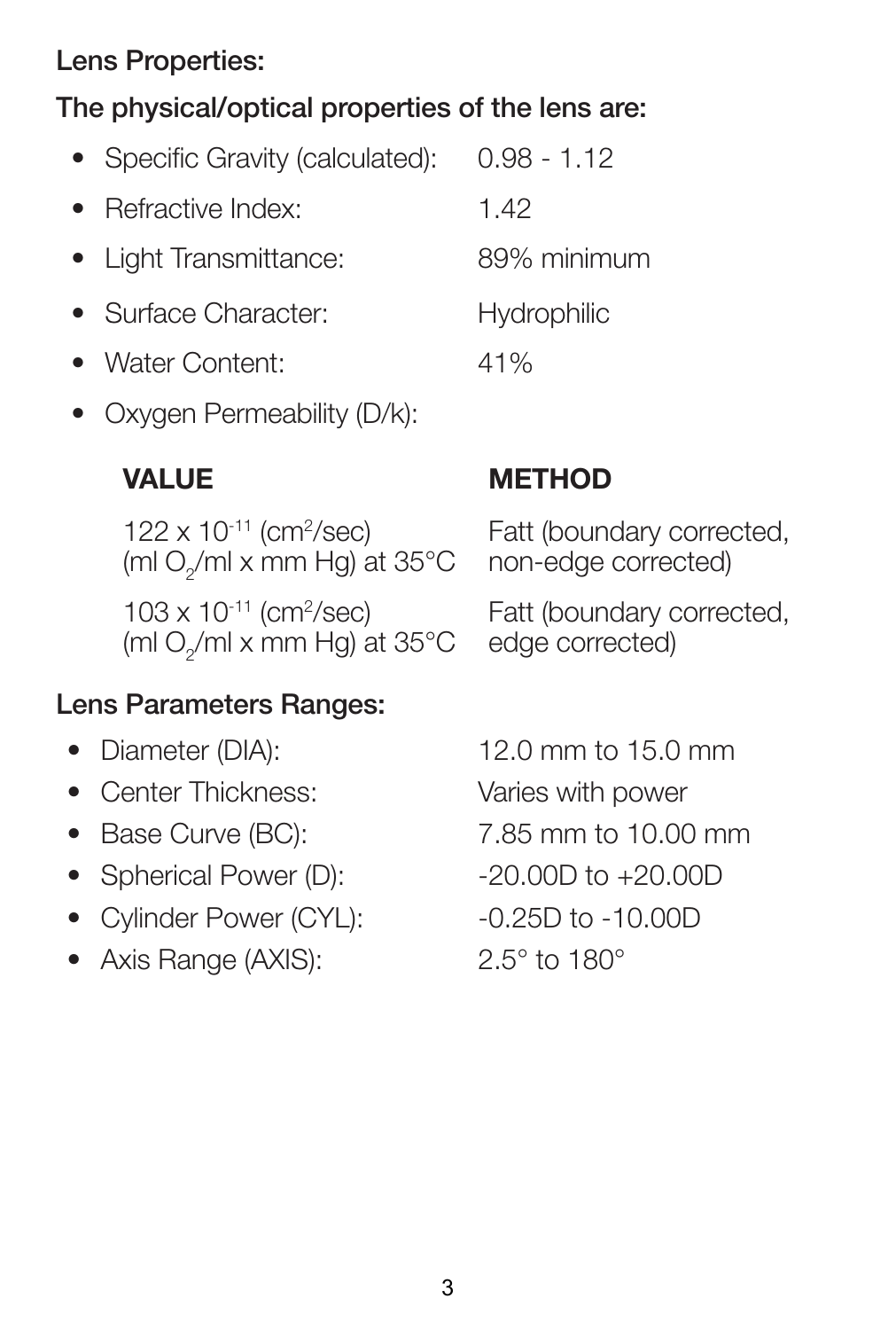**Lens Properties:**

**The physical/optical properties of the lens are:**

- Specific Gravity (calculated): 0.98 - 1.12
- Refractive Index: 1.42
- Light Transmittance: 89% minimum
- Surface Character: Hydrophilic
- Water Content: 41%
- Oxygen Permeability (D/k):

| **VALUE** | **METHOD** |
|---|---|
| 122 x $10^{-11}$ ($cm^2$/sec) (ml $O_2$/ml x mm Hg) at 35°C | Fatt (boundary corrected, non-edge corrected) |
| 103 x $10^{-11}$ ($cm^2$/sec) (ml $O_2$/ml x mm Hg) at 35°C | Fatt (boundary corrected, edge corrected) |

**Lens Parameters Ranges:**

- Diameter (DIA): 12.0 mm to 15.0 mm
- Center Thickness: Varies with power
- Base Curve (BC): 7.85 mm to 10.00 mm
- Spherical Power (D): -20.00D to +20.00D
- Cylinder Power (CYL): -0.25D to -10.00D
- Axis Range (AXIS): 2.5° to 180°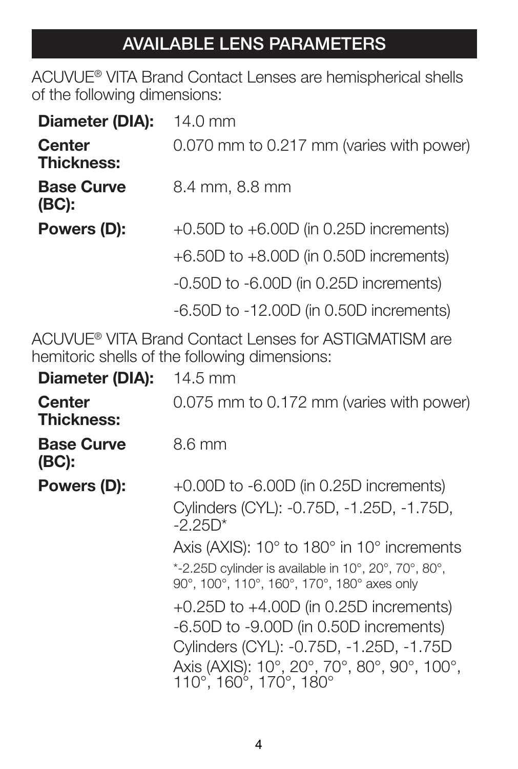## AVAILABLE LENS PARAMETERS

ACUVUE® VITA Brand Contact Lenses are hemispherical shells of the following dimensions:

| | |
|---|---|
| **Diameter (DIA):** | 14.0 mm |
| **Center Thickness:** | 0.070 mm to 0.217 mm (varies with power) |
| **Base Curve (BC):** | 8.4 mm, 8.8 mm |
| **Powers (D):** | +0.50D to +6.00D (in 0.25D increments) |
| | +6.50D to +8.00D (in 0.50D increments) |
| | -0.50D to -6.00D (in 0.25D increments) |
| | -6.50D to -12.00D (in 0.50D increments) |

ACUVUE® VITA Brand Contact Lenses for ASTIGMATISM are hemitoric shells of the following dimensions:

| | |
|---|---|
| **Diameter (DIA):** | 14.5 mm |
| **Center Thickness:** | 0.075 mm to 0.172 mm (varies with power) |
| **Base Curve (BC):** | 8.6 mm |
| **Powers (D):** | +0.00D to -6.00D (in 0.25D increments)<br>Cylinders (CYL): -0.75D, -1.25D, -1.75D, -2.25D*<br>Axis (AXIS): 10° to 180° in 10° increments<br>*-2.25D cylinder is available in 10°, 20°, 70°, 80°, 90°, 100°, 110°, 160°, 170°, 180° axes only |
| | +0.25D to +4.00D (in 0.25D increments)<br>-6.50D to -9.00D (in 0.50D increments)<br>Cylinders (CYL): -0.75D, -1.25D, -1.75D<br>Axis (AXIS): 10°, 20°, 70°, 80°, 90°, 100°, 110°, 160°, 170°, 180° |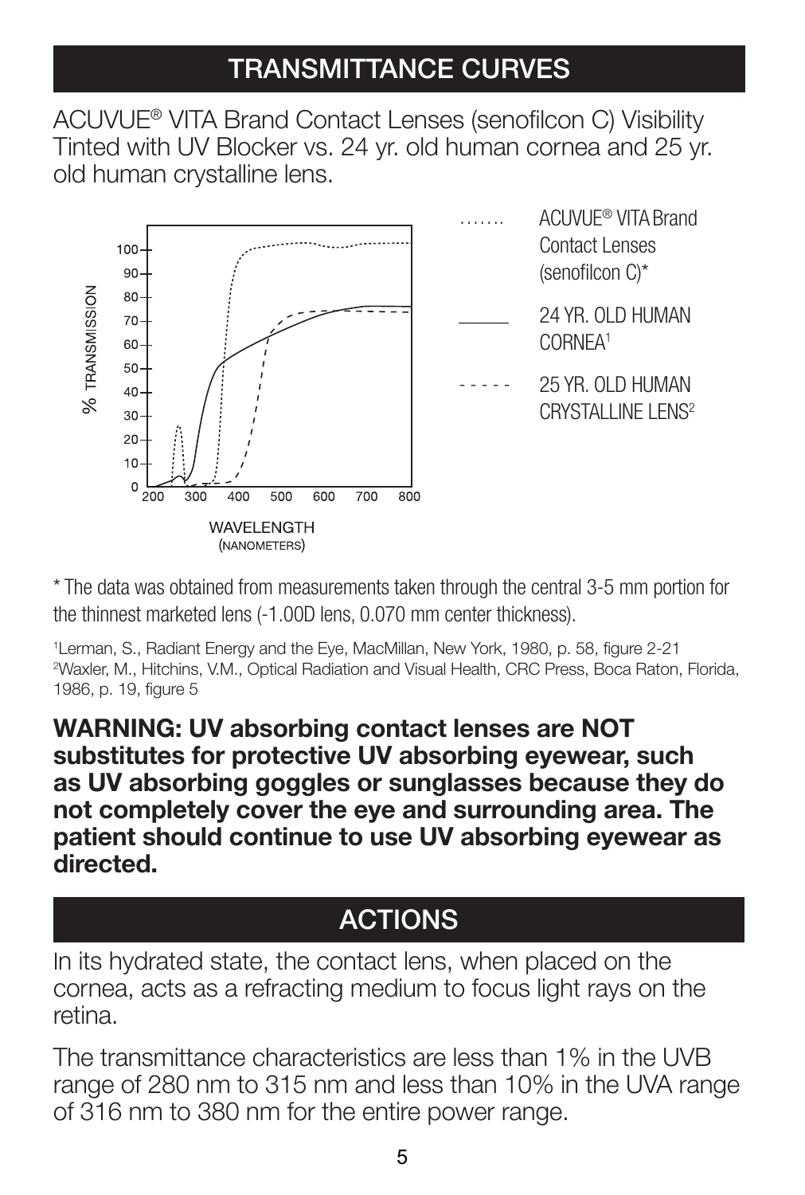# TRANSMITTANCE CURVES

ACUVUE® VITA Brand Contact Lenses (senofilcon C) Visibility Tinted with UV Blocker vs. 24 yr. old human cornea and 25 yr. old human crystalline lens.

\* The data was obtained from measurements taken through the central 3-5 mm portion for the thinnest marketed lens (-1.00D lens, 0.070 mm center thickness).

[1]Lerman, S., Radiant Energy and the Eye, MacMillan, New York, 1980, p. 58, figure 2-21
[2]Waxler, M., Hitchins, V.M., Optical Radiation and Visual Health, CRC Press, Boca Raton, Florida, 1986, p. 19, figure 5

**WARNING: UV absorbing contact lenses are NOT substitutes for protective UV absorbing eyewear, such as UV absorbing goggles or sunglasses because they do not completely cover the eye and surrounding area. The patient should continue to use UV absorbing eyewear as directed.**

# ACTIONS

In its hydrated state, the contact lens, when placed on the cornea, acts as a refracting medium to focus light rays on the retina.

The transmittance characteristics are less than 1% in the UVB range of 280 nm to 315 nm and less than 10% in the UVA range of 316 nm to 380 nm for the entire power range.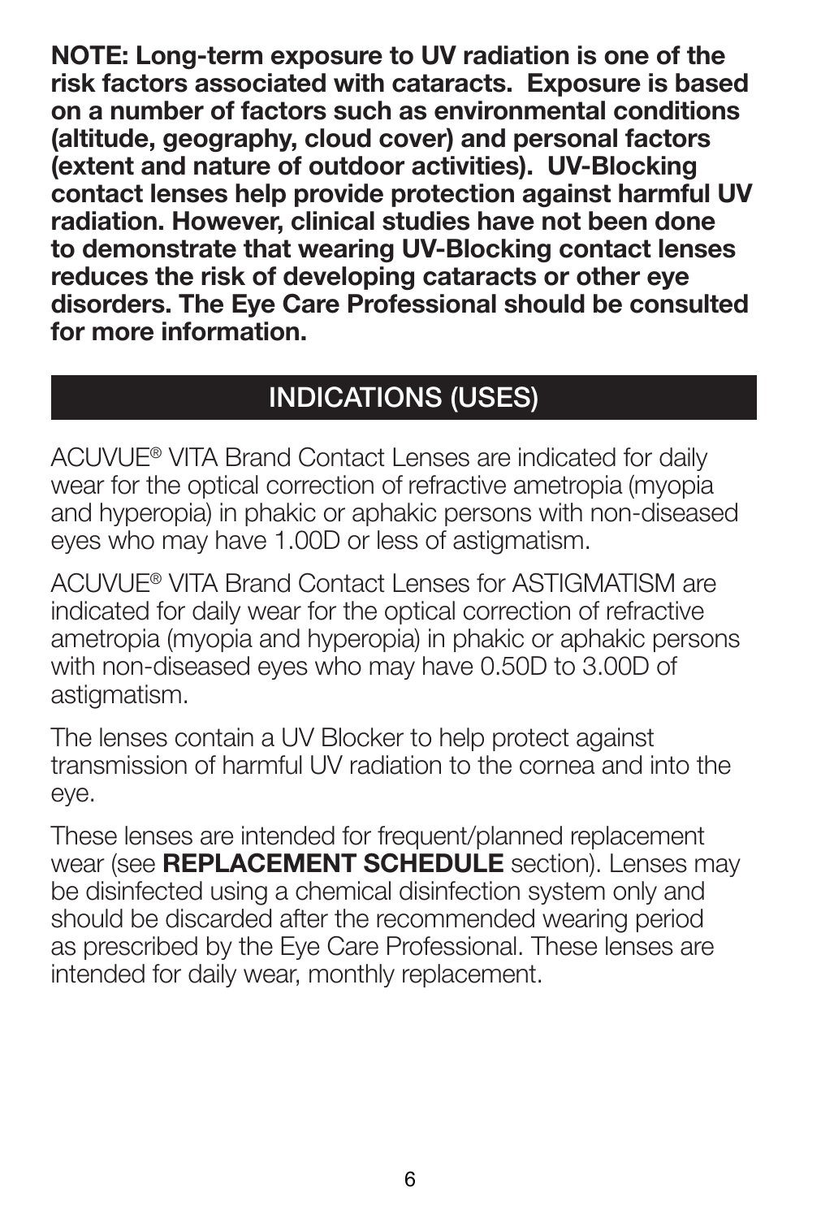**NOTE: Long-term exposure to UV radiation is one of the risk factors associated with cataracts. Exposure is based on a number of factors such as environmental conditions (altitude, geography, cloud cover) and personal factors (extent and nature of outdoor activities). UV-Blocking contact lenses help provide protection against harmful UV radiation. However, clinical studies have not been done to demonstrate that wearing UV-Blocking contact lenses reduces the risk of developing cataracts or other eye disorders. The Eye Care Professional should be consulted for more information.**

## INDICATIONS (USES)

ACUVUE® VITA Brand Contact Lenses are indicated for daily wear for the optical correction of refractive ametropia (myopia and hyperopia) in phakic or aphakic persons with non-diseased eyes who may have 1.00D or less of astigmatism.

ACUVUE® VITA Brand Contact Lenses for ASTIGMATISM are indicated for daily wear for the optical correction of refractive ametropia (myopia and hyperopia) in phakic or aphakic persons with non-diseased eyes who may have 0.50D to 3.00D of astigmatism.

The lenses contain a UV Blocker to help protect against transmission of harmful UV radiation to the cornea and into the eye.

These lenses are intended for frequent/planned replacement wear (see **REPLACEMENT SCHEDULE** section). Lenses may be disinfected using a chemical disinfection system only and should be discarded after the recommended wearing period as prescribed by the Eye Care Professional. These lenses are intended for daily wear, monthly replacement.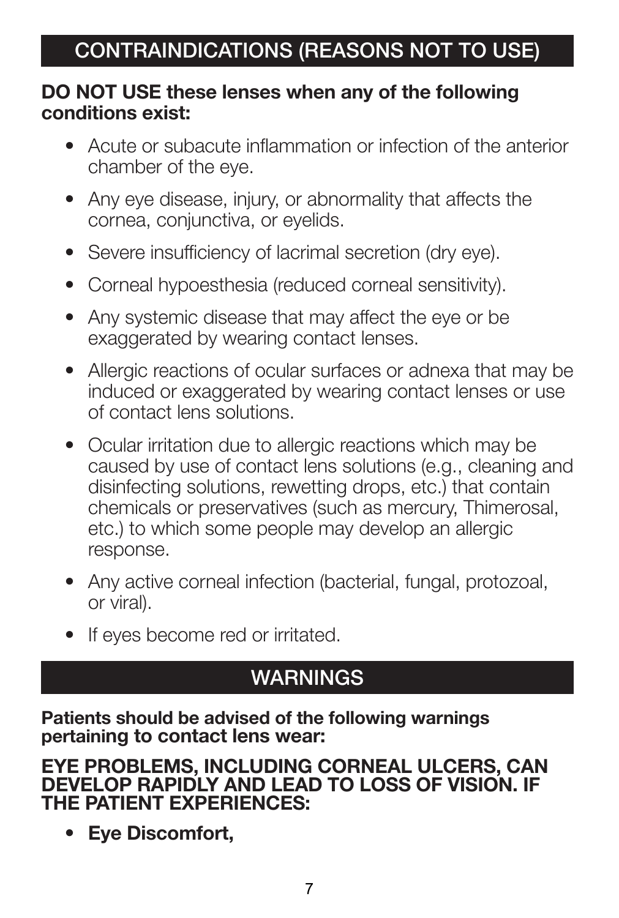## CONTRAINDICATIONS (REASONS NOT TO USE)

**DO NOT USE these lenses when any of the following conditions exist:**

- Acute or subacute inflammation or infection of the anterior chamber of the eye.
- Any eye disease, injury, or abnormality that affects the cornea, conjunctiva, or eyelids.
- Severe insufficiency of lacrimal secretion (dry eye).
- Corneal hypoesthesia (reduced corneal sensitivity).
- Any systemic disease that may affect the eye or be exaggerated by wearing contact lenses.
- Allergic reactions of ocular surfaces or adnexa that may be induced or exaggerated by wearing contact lenses or use of contact lens solutions.
- Ocular irritation due to allergic reactions which may be caused by use of contact lens solutions (e.g., cleaning and disinfecting solutions, rewetting drops, etc.) that contain chemicals or preservatives (such as mercury, Thimerosal, etc.) to which some people may develop an allergic response.
- Any active corneal infection (bacterial, fungal, protozoal, or viral).
- If eyes become red or irritated.

## WARNINGS

**Patients should be advised of the following warnings pertaining to contact lens wear:**

**EYE PROBLEMS, INCLUDING CORNEAL ULCERS, CAN DEVELOP RAPIDLY AND LEAD TO LOSS OF VISION. IF THE PATIENT EXPERIENCES:**

- **Eye Discomfort,**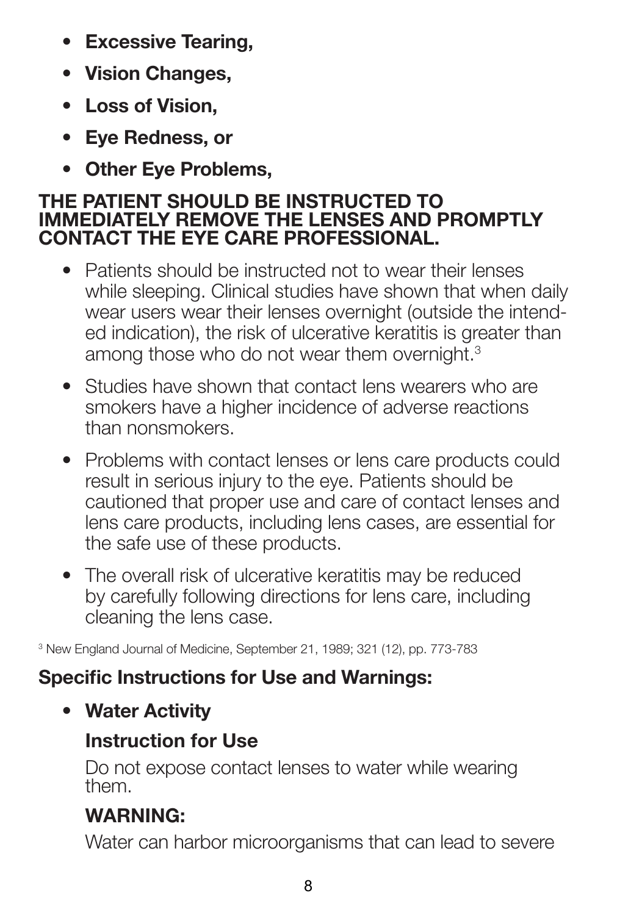- **Excessive Tearing,**
- **Vision Changes,**
- **Loss of Vision,**
- **Eye Redness, or**
- **Other Eye Problems,**

**THE PATIENT SHOULD BE INSTRUCTED TO IMMEDIATELY REMOVE THE LENSES AND PROMPTLY CONTACT THE EYE CARE PROFESSIONAL.**

- Patients should be instructed not to wear their lenses while sleeping. Clinical studies have shown that when daily wear users wear their lenses overnight (outside the intended indication), the risk of ulcerative keratitis is greater than among those who do not wear them overnight.[3]
- Studies have shown that contact lens wearers who are smokers have a higher incidence of adverse reactions than nonsmokers.
- Problems with contact lenses or lens care products could result in serious injury to the eye. Patients should be cautioned that proper use and care of contact lenses and lens care products, including lens cases, are essential for the safe use of these products.
- The overall risk of ulcerative keratitis may be reduced by carefully following directions for lens care, including cleaning the lens case.

[3] New England Journal of Medicine, September 21, 1989; 321 (12), pp. 773-783

**Specific Instructions for Use and Warnings:**

- **Water Activity**

  **Instruction for Use**

  Do not expose contact lenses to water while wearing them.

  **WARNING:**

  Water can harbor microorganisms that can lead to severe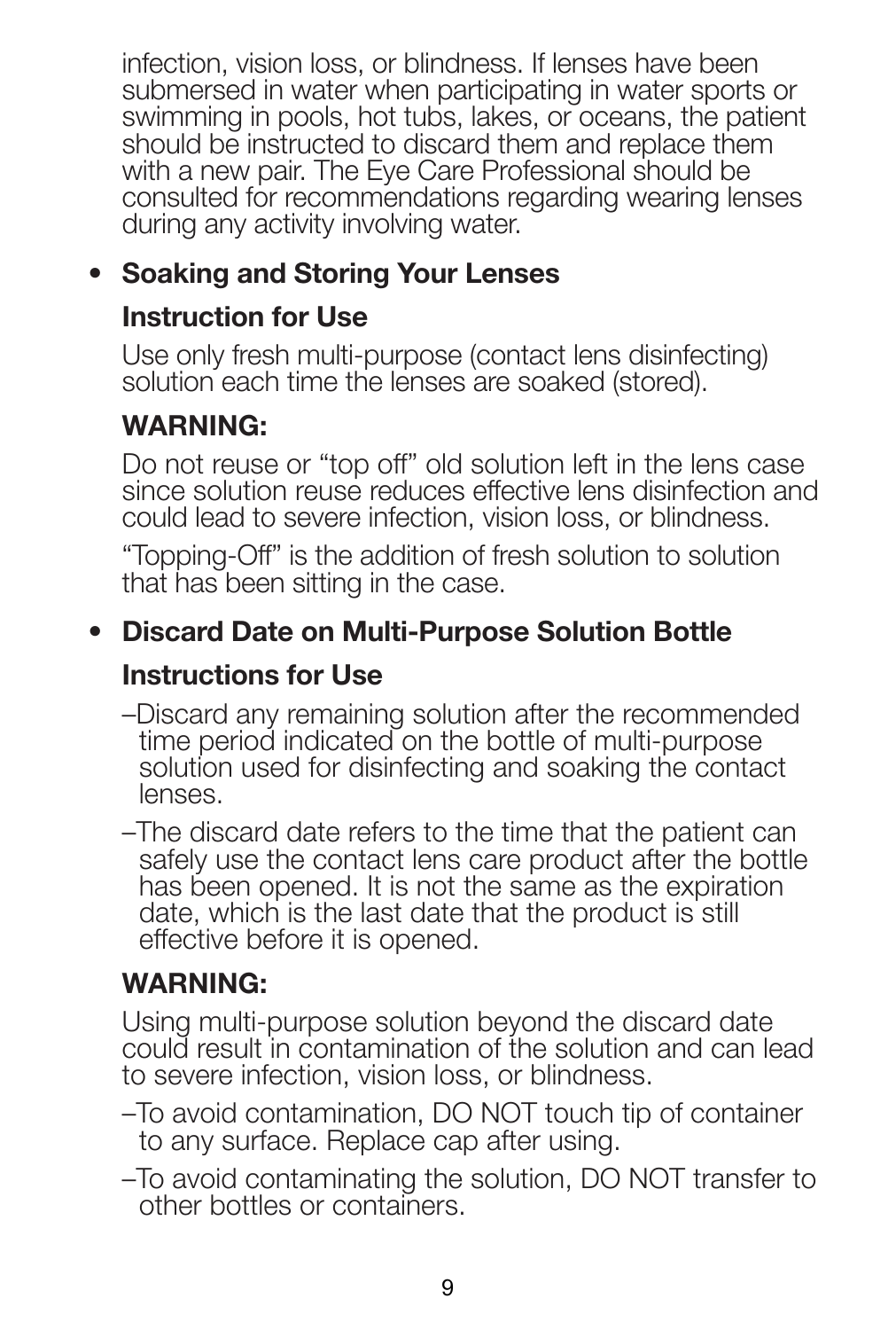infection, vision loss, or blindness. If lenses have been submersed in water when participating in water sports or swimming in pools, hot tubs, lakes, or oceans, the patient should be instructed to discard them and replace them with a new pair. The Eye Care Professional should be consulted for recommendations regarding wearing lenses during any activity involving water.

- **Soaking and Storing Your Lenses**

  **Instruction for Use**

  Use only fresh multi-purpose (contact lens disinfecting) solution each time the lenses are soaked (stored).

  **WARNING:**

  Do not reuse or "top off" old solution left in the lens case since solution reuse reduces effective lens disinfection and could lead to severe infection, vision loss, or blindness.

  "Topping-Off" is the addition of fresh solution to solution that has been sitting in the case.

- **Discard Date on Multi-Purpose Solution Bottle**

  **Instructions for Use**

  –Discard any remaining solution after the recommended time period indicated on the bottle of multi-purpose solution used for disinfecting and soaking the contact lenses.

  –The discard date refers to the time that the patient can safely use the contact lens care product after the bottle has been opened. It is not the same as the expiration date, which is the last date that the product is still effective before it is opened.

  **WARNING:**

  Using multi-purpose solution beyond the discard date could result in contamination of the solution and can lead to severe infection, vision loss, or blindness.

  –To avoid contamination, DO NOT touch tip of container to any surface. Replace cap after using.

  –To avoid contaminating the solution, DO NOT transfer to other bottles or containers.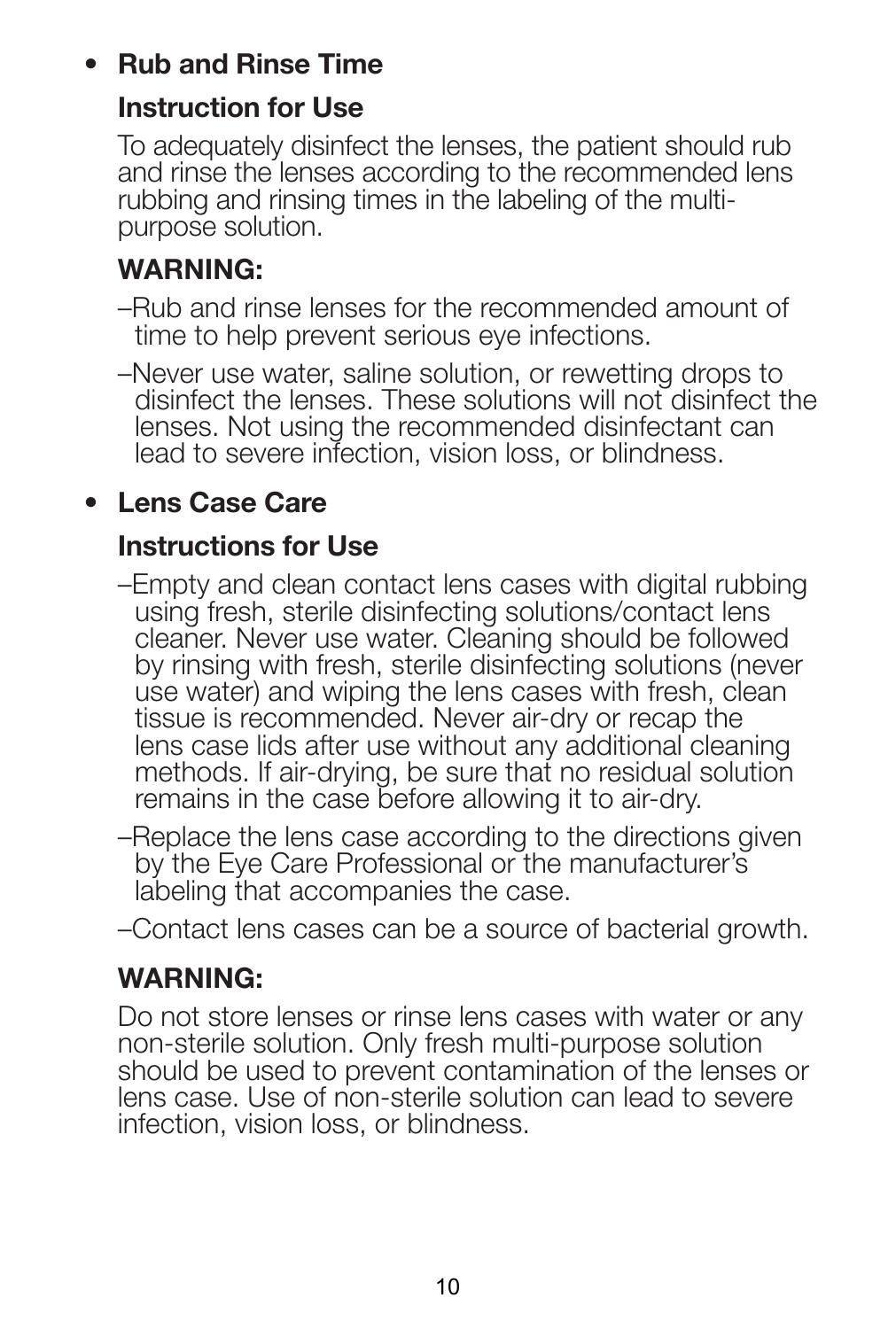- **Rub and Rinse Time**

  **Instruction for Use**

  To adequately disinfect the lenses, the patient should rub and rinse the lenses according to the recommended lens rubbing and rinsing times in the labeling of the multi-purpose solution.

  **WARNING:**

  –Rub and rinse lenses for the recommended amount of time to help prevent serious eye infections.

  –Never use water, saline solution, or rewetting drops to disinfect the lenses. These solutions will not disinfect the lenses. Not using the recommended disinfectant can lead to severe infection, vision loss, or blindness.

- **Lens Case Care**

  **Instructions for Use**

  –Empty and clean contact lens cases with digital rubbing using fresh, sterile disinfecting solutions/contact lens cleaner. Never use water. Cleaning should be followed by rinsing with fresh, sterile disinfecting solutions (never use water) and wiping the lens cases with fresh, clean tissue is recommended. Never air-dry or recap the lens case lids after use without any additional cleaning methods. If air-drying, be sure that no residual solution remains in the case before allowing it to air-dry.

  –Replace the lens case according to the directions given by the Eye Care Professional or the manufacturer's labeling that accompanies the case.

  –Contact lens cases can be a source of bacterial growth.

  **WARNING:**

  Do not store lenses or rinse lens cases with water or any non-sterile solution. Only fresh multi-purpose solution should be used to prevent contamination of the lenses or lens case. Use of non-sterile solution can lead to severe infection, vision loss, or blindness.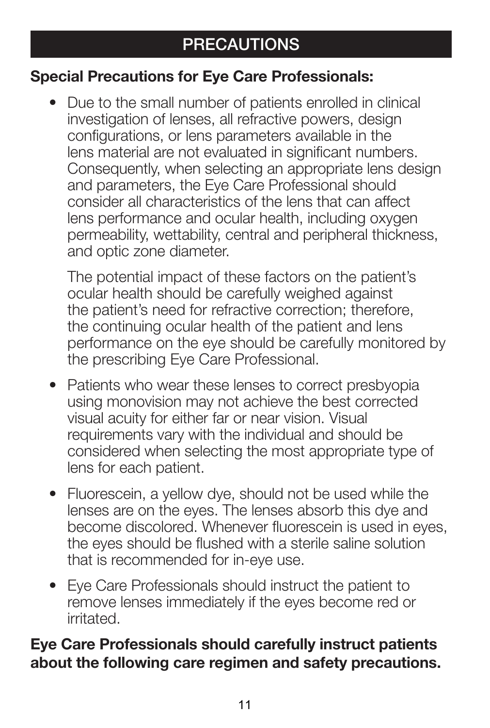# PRECAUTIONS

**Special Precautions for Eye Care Professionals:**

- Due to the small number of patients enrolled in clinical investigation of lenses, all refractive powers, design configurations, or lens parameters available in the lens material are not evaluated in significant numbers. Consequently, when selecting an appropriate lens design and parameters, the Eye Care Professional should consider all characteristics of the lens that can affect lens performance and ocular health, including oxygen permeability, wettability, central and peripheral thickness, and optic zone diameter.

  The potential impact of these factors on the patient's ocular health should be carefully weighed against the patient's need for refractive correction; therefore, the continuing ocular health of the patient and lens performance on the eye should be carefully monitored by the prescribing Eye Care Professional.

- Patients who wear these lenses to correct presbyopia using monovision may not achieve the best corrected visual acuity for either far or near vision. Visual requirements vary with the individual and should be considered when selecting the most appropriate type of lens for each patient.

- Fluorescein, a yellow dye, should not be used while the lenses are on the eyes. The lenses absorb this dye and become discolored. Whenever fluorescein is used in eyes, the eyes should be flushed with a sterile saline solution that is recommended for in-eye use.

- Eye Care Professionals should instruct the patient to remove lenses immediately if the eyes become red or irritated.

**Eye Care Professionals should carefully instruct patients about the following care regimen and safety precautions.**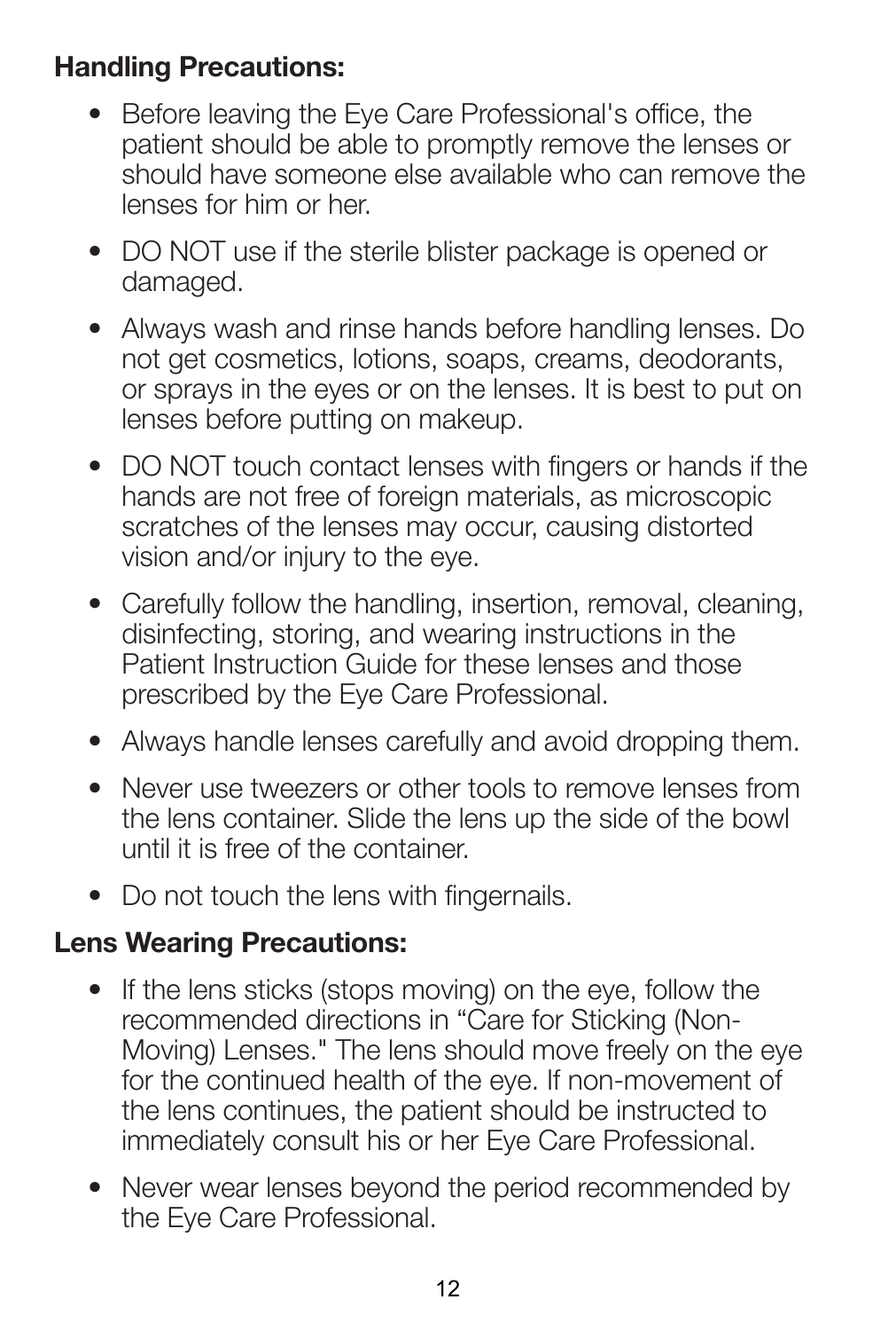**Handling Precautions:**

- Before leaving the Eye Care Professional's office, the patient should be able to promptly remove the lenses or should have someone else available who can remove the lenses for him or her.
- DO NOT use if the sterile blister package is opened or damaged.
- Always wash and rinse hands before handling lenses. Do not get cosmetics, lotions, soaps, creams, deodorants, or sprays in the eyes or on the lenses. It is best to put on lenses before putting on makeup.
- DO NOT touch contact lenses with fingers or hands if the hands are not free of foreign materials, as microscopic scratches of the lenses may occur, causing distorted vision and/or injury to the eye.
- Carefully follow the handling, insertion, removal, cleaning, disinfecting, storing, and wearing instructions in the Patient Instruction Guide for these lenses and those prescribed by the Eye Care Professional.
- Always handle lenses carefully and avoid dropping them.
- Never use tweezers or other tools to remove lenses from the lens container. Slide the lens up the side of the bowl until it is free of the container.
- Do not touch the lens with fingernails.

**Lens Wearing Precautions:**

- If the lens sticks (stops moving) on the eye, follow the recommended directions in "Care for Sticking (Non-Moving) Lenses." The lens should move freely on the eye for the continued health of the eye. If non-movement of the lens continues, the patient should be instructed to immediately consult his or her Eye Care Professional.
- Never wear lenses beyond the period recommended by the Eye Care Professional.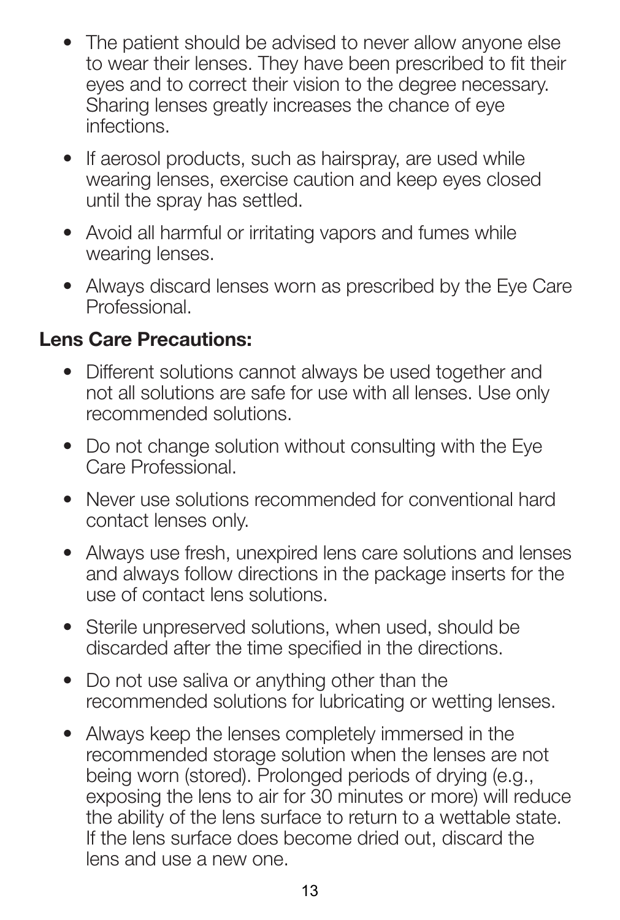- The patient should be advised to never allow anyone else to wear their lenses. They have been prescribed to fit their eyes and to correct their vision to the degree necessary. Sharing lenses greatly increases the chance of eye infections.
- If aerosol products, such as hairspray, are used while wearing lenses, exercise caution and keep eyes closed until the spray has settled.
- Avoid all harmful or irritating vapors and fumes while wearing lenses.
- Always discard lenses worn as prescribed by the Eye Care Professional.

**Lens Care Precautions:**

- Different solutions cannot always be used together and not all solutions are safe for use with all lenses. Use only recommended solutions.
- Do not change solution without consulting with the Eye Care Professional.
- Never use solutions recommended for conventional hard contact lenses only.
- Always use fresh, unexpired lens care solutions and lenses and always follow directions in the package inserts for the use of contact lens solutions.
- Sterile unpreserved solutions, when used, should be discarded after the time specified in the directions.
- Do not use saliva or anything other than the recommended solutions for lubricating or wetting lenses.
- Always keep the lenses completely immersed in the recommended storage solution when the lenses are not being worn (stored). Prolonged periods of drying (e.g., exposing the lens to air for 30 minutes or more) will reduce the ability of the lens surface to return to a wettable state. If the lens surface does become dried out, discard the lens and use a new one.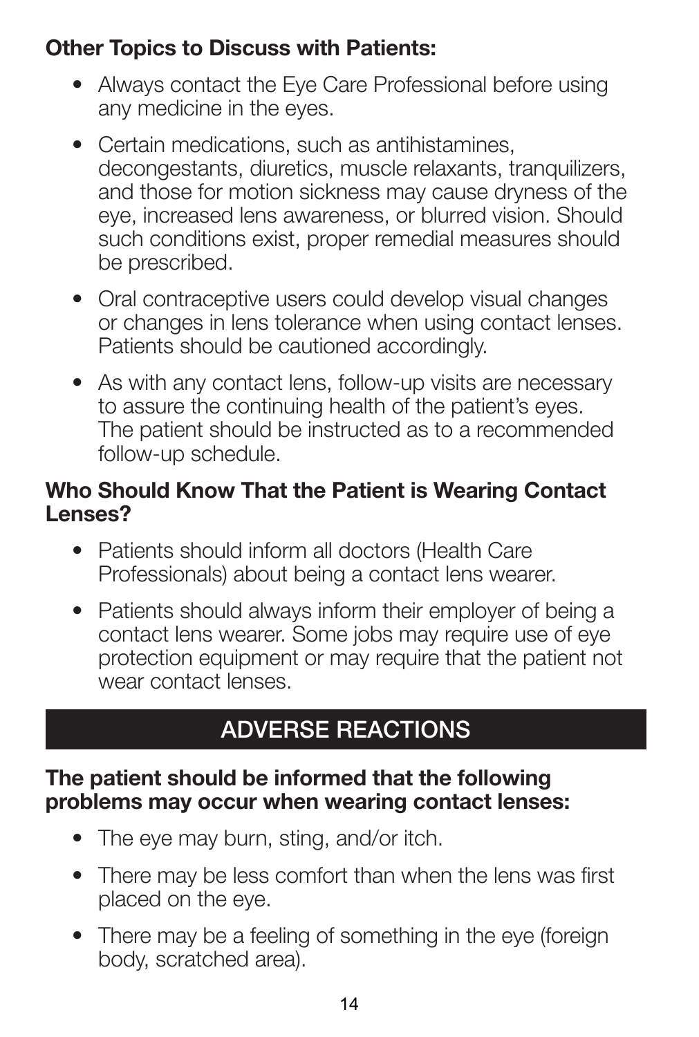**Other Topics to Discuss with Patients:**

- Always contact the Eye Care Professional before using any medicine in the eyes.
- Certain medications, such as antihistamines, decongestants, diuretics, muscle relaxants, tranquilizers, and those for motion sickness may cause dryness of the eye, increased lens awareness, or blurred vision. Should such conditions exist, proper remedial measures should be prescribed.
- Oral contraceptive users could develop visual changes or changes in lens tolerance when using contact lenses. Patients should be cautioned accordingly.
- As with any contact lens, follow-up visits are necessary to assure the continuing health of the patient's eyes. The patient should be instructed as to a recommended follow-up schedule.

**Who Should Know That the Patient is Wearing Contact Lenses?**

- Patients should inform all doctors (Health Care Professionals) about being a contact lens wearer.
- Patients should always inform their employer of being a contact lens wearer. Some jobs may require use of eye protection equipment or may require that the patient not wear contact lenses.

## ADVERSE REACTIONS

**The patient should be informed that the following problems may occur when wearing contact lenses:**

- The eye may burn, sting, and/or itch.
- There may be less comfort than when the lens was first placed on the eye.
- There may be a feeling of something in the eye (foreign body, scratched area).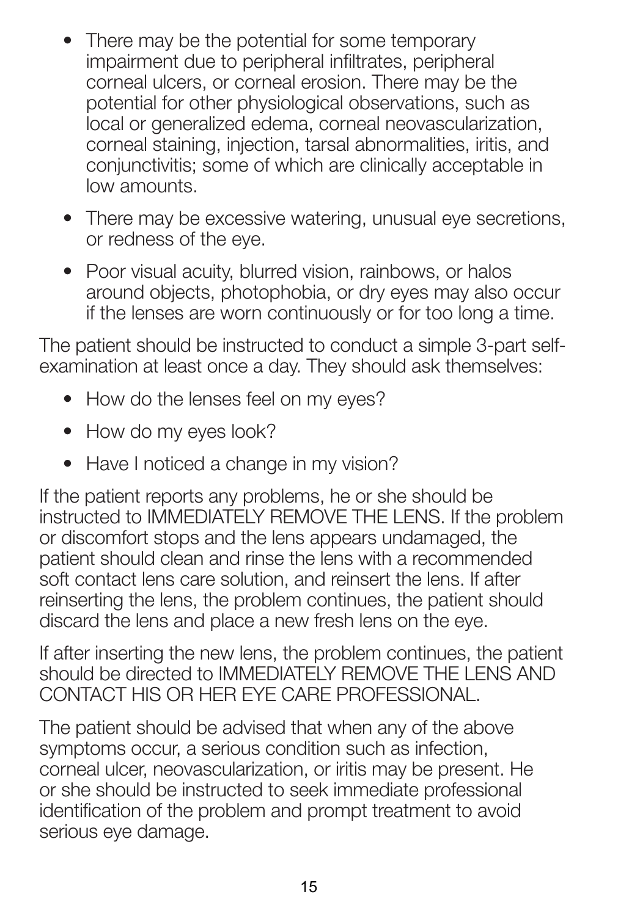- There may be the potential for some temporary impairment due to peripheral infiltrates, peripheral corneal ulcers, or corneal erosion. There may be the potential for other physiological observations, such as local or generalized edema, corneal neovascularization, corneal staining, injection, tarsal abnormalities, iritis, and conjunctivitis; some of which are clinically acceptable in low amounts.
- There may be excessive watering, unusual eye secretions, or redness of the eye.
- Poor visual acuity, blurred vision, rainbows, or halos around objects, photophobia, or dry eyes may also occur if the lenses are worn continuously or for too long a time.

The patient should be instructed to conduct a simple 3-part self-examination at least once a day. They should ask themselves:

- How do the lenses feel on my eyes?
- How do my eyes look?
- Have I noticed a change in my vision?

If the patient reports any problems, he or she should be instructed to IMMEDIATELY REMOVE THE LENS. If the problem or discomfort stops and the lens appears undamaged, the patient should clean and rinse the lens with a recommended soft contact lens care solution, and reinsert the lens. If after reinserting the lens, the problem continues, the patient should discard the lens and place a new fresh lens on the eye.

If after inserting the new lens, the problem continues, the patient should be directed to IMMEDIATELY REMOVE THE LENS AND CONTACT HIS OR HER EYE CARE PROFESSIONAL.

The patient should be advised that when any of the above symptoms occur, a serious condition such as infection, corneal ulcer, neovascularization, or iritis may be present. He or she should be instructed to seek immediate professional identification of the problem and prompt treatment to avoid serious eye damage.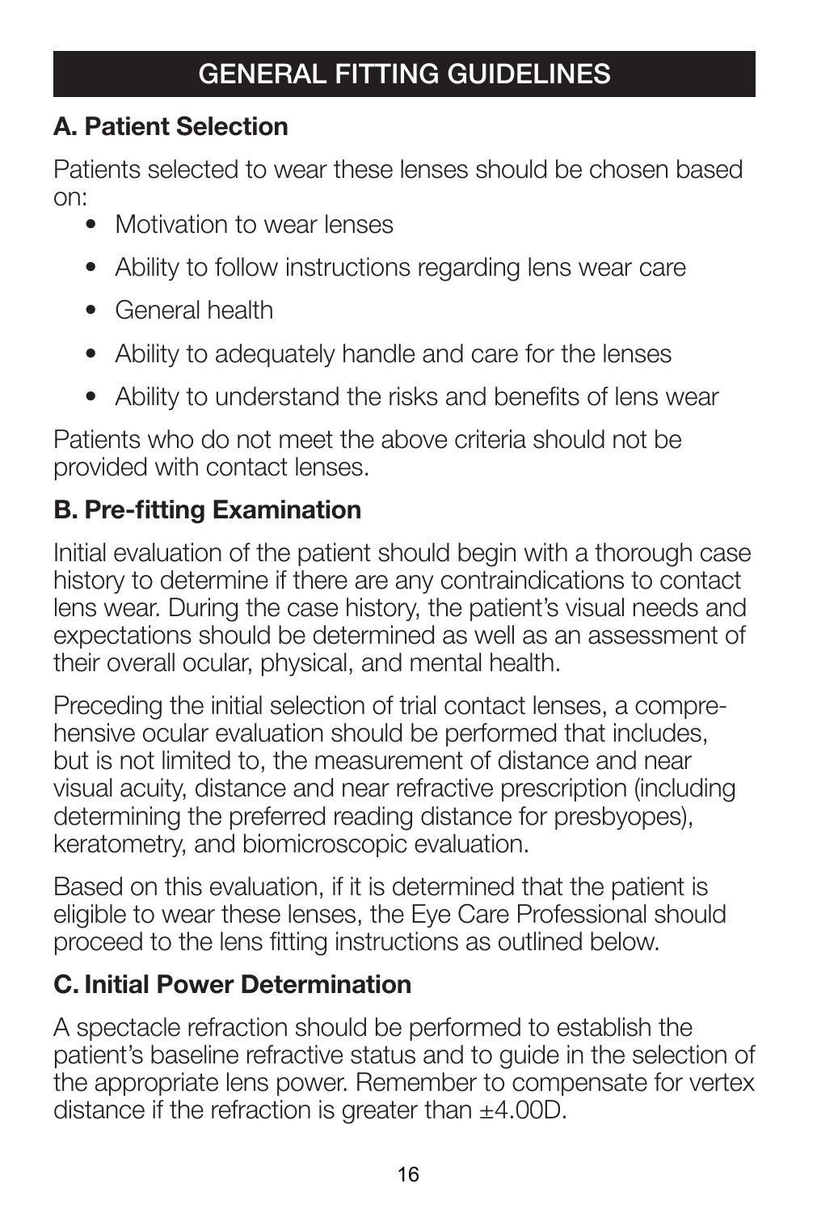# GENERAL FITTING GUIDELINES

## A. Patient Selection

Patients selected to wear these lenses should be chosen based on:

- Motivation to wear lenses
- Ability to follow instructions regarding lens wear care
- General health
- Ability to adequately handle and care for the lenses
- Ability to understand the risks and benefits of lens wear

Patients who do not meet the above criteria should not be provided with contact lenses.

## B. Pre-fitting Examination

Initial evaluation of the patient should begin with a thorough case history to determine if there are any contraindications to contact lens wear. During the case history, the patient's visual needs and expectations should be determined as well as an assessment of their overall ocular, physical, and mental health.

Preceding the initial selection of trial contact lenses, a comprehensive ocular evaluation should be performed that includes, but is not limited to, the measurement of distance and near visual acuity, distance and near refractive prescription (including determining the preferred reading distance for presbyopes), keratometry, and biomicroscopic evaluation.

Based on this evaluation, if it is determined that the patient is eligible to wear these lenses, the Eye Care Professional should proceed to the lens fitting instructions as outlined below.

## C. Initial Power Determination

A spectacle refraction should be performed to establish the patient's baseline refractive status and to guide in the selection of the appropriate lens power. Remember to compensate for vertex distance if the refraction is greater than ±4.00D.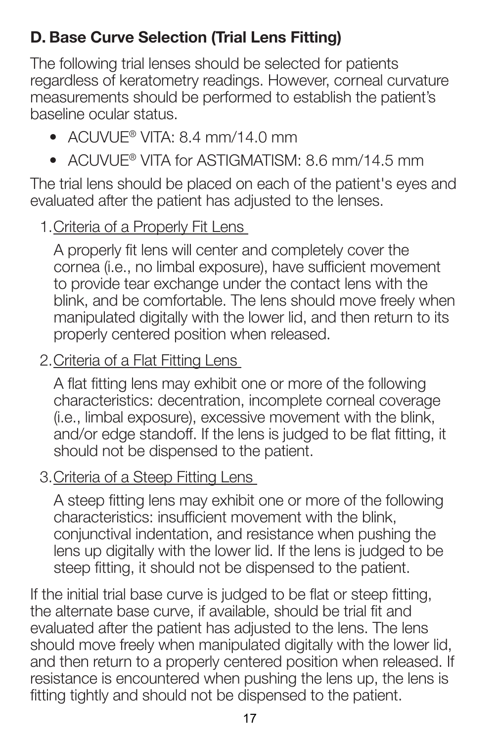## D. Base Curve Selection (Trial Lens Fitting)

The following trial lenses should be selected for patients regardless of keratometry readings. However, corneal curvature measurements should be performed to establish the patient's baseline ocular status.

- ACUVUE® VITA: 8.4 mm/14.0 mm
- ACUVUE® VITA for ASTIGMATISM: 8.6 mm/14.5 mm

The trial lens should be placed on each of the patient's eyes and evaluated after the patient has adjusted to the lenses.

1. Criteria of a Properly Fit Lens

   A properly fit lens will center and completely cover the cornea (i.e., no limbal exposure), have sufficient movement to provide tear exchange under the contact lens with the blink, and be comfortable. The lens should move freely when manipulated digitally with the lower lid, and then return to its properly centered position when released.

2. Criteria of a Flat Fitting Lens

   A flat fitting lens may exhibit one or more of the following characteristics: decentration, incomplete corneal coverage (i.e., limbal exposure), excessive movement with the blink, and/or edge standoff. If the lens is judged to be flat fitting, it should not be dispensed to the patient.

3. Criteria of a Steep Fitting Lens

   A steep fitting lens may exhibit one or more of the following characteristics: insufficient movement with the blink, conjunctival indentation, and resistance when pushing the lens up digitally with the lower lid. If the lens is judged to be steep fitting, it should not be dispensed to the patient.

If the initial trial base curve is judged to be flat or steep fitting, the alternate base curve, if available, should be trial fit and evaluated after the patient has adjusted to the lens. The lens should move freely when manipulated digitally with the lower lid, and then return to a properly centered position when released. If resistance is encountered when pushing the lens up, the lens is fitting tightly and should not be dispensed to the patient.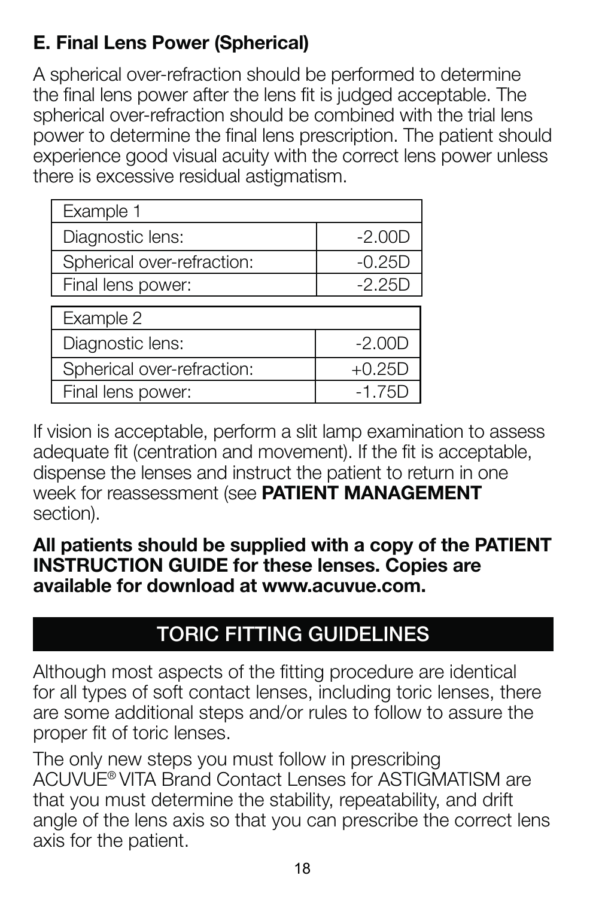### E. Final Lens Power (Spherical)

A spherical over-refraction should be performed to determine the final lens power after the lens fit is judged acceptable. The spherical over-refraction should be combined with the trial lens power to determine the final lens prescription. The patient should experience good visual acuity with the correct lens power unless there is excessive residual astigmatism.

| Example 1 | |
|---|---|
| Diagnostic lens: | -2.00D |
| Spherical over-refraction: | -0.25D |
| Final lens power: | -2.25D |

| Example 2 | |
|---|---|
| Diagnostic lens: | -2.00D |
| Spherical over-refraction: | +0.25D |
| Final lens power: | -1.75D |

If vision is acceptable, perform a slit lamp examination to assess adequate fit (centration and movement). If the fit is acceptable, dispense the lenses and instruct the patient to return in one week for reassessment (see **PATIENT MANAGEMENT** section).

**All patients should be supplied with a copy of the PATIENT INSTRUCTION GUIDE for these lenses. Copies are available for download at www.acuvue.com.**

## TORIC FITTING GUIDELINES

Although most aspects of the fitting procedure are identical for all types of soft contact lenses, including toric lenses, there are some additional steps and/or rules to follow to assure the proper fit of toric lenses.

The only new steps you must follow in prescribing ACUVUE® VITA Brand Contact Lenses for ASTIGMATISM are that you must determine the stability, repeatability, and drift angle of the lens axis so that you can prescribe the correct lens axis for the patient.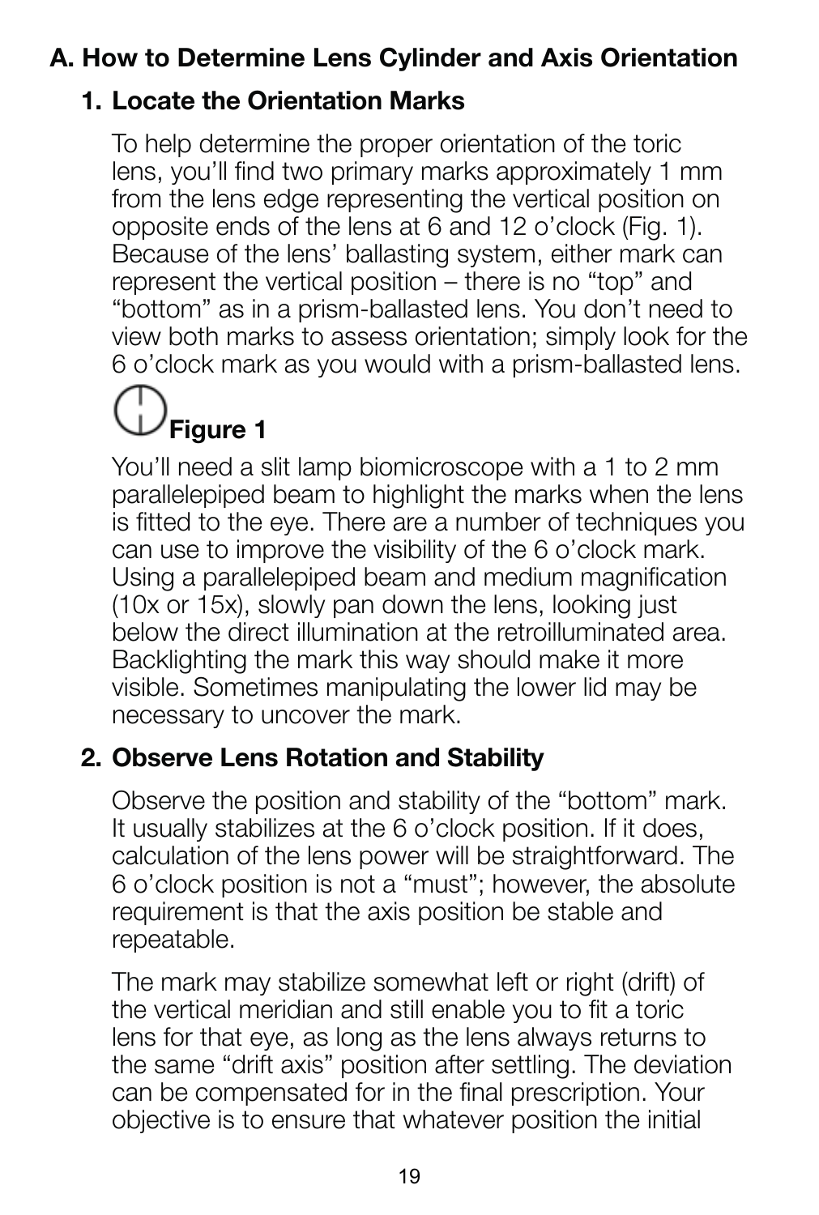## A. How to Determine Lens Cylinder and Axis Orientation

### 1. Locate the Orientation Marks

To help determine the proper orientation of the toric lens, you'll find two primary marks approximately 1 mm from the lens edge representing the vertical position on opposite ends of the lens at 6 and 12 o'clock (Fig. 1). Because of the lens' ballasting system, either mark can represent the vertical position – there is no "top" and "bottom" as in a prism-ballasted lens. You don't need to view both marks to assess orientation; simply look for the 6 o'clock mark as you would with a prism-ballasted lens.

**Figure 1**

You'll need a slit lamp biomicroscope with a 1 to 2 mm parallelepiped beam to highlight the marks when the lens is fitted to the eye. There are a number of techniques you can use to improve the visibility of the 6 o'clock mark. Using a parallelepiped beam and medium magnification (10x or 15x), slowly pan down the lens, looking just below the direct illumination at the retroilluminated area. Backlighting the mark this way should make it more visible. Sometimes manipulating the lower lid may be necessary to uncover the mark.

### 2. Observe Lens Rotation and Stability

Observe the position and stability of the "bottom" mark. It usually stabilizes at the 6 o'clock position. If it does, calculation of the lens power will be straightforward. The 6 o'clock position is not a "must"; however, the absolute requirement is that the axis position be stable and repeatable.

The mark may stabilize somewhat left or right (drift) of the vertical meridian and still enable you to fit a toric lens for that eye, as long as the lens always returns to the same "drift axis" position after settling. The deviation can be compensated for in the final prescription. Your objective is to ensure that whatever position the initial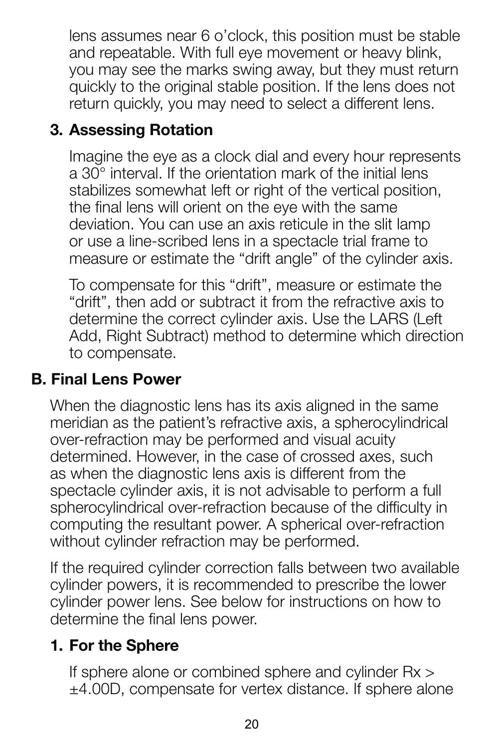lens assumes near 6 o'clock, this position must be stable and repeatable. With full eye movement or heavy blink, you may see the marks swing away, but they must return quickly to the original stable position. If the lens does not return quickly, you may need to select a different lens.

### 3. Assessing Rotation

Imagine the eye as a clock dial and every hour represents a 30° interval. If the orientation mark of the initial lens stabilizes somewhat left or right of the vertical position, the final lens will orient on the eye with the same deviation. You can use an axis reticule in the slit lamp or use a line-scribed lens in a spectacle trial frame to measure or estimate the "drift angle" of the cylinder axis.

To compensate for this "drift", measure or estimate the "drift", then add or subtract it from the refractive axis to determine the correct cylinder axis. Use the LARS (Left Add, Right Subtract) method to determine which direction to compensate.

## B. Final Lens Power

When the diagnostic lens has its axis aligned in the same meridian as the patient's refractive axis, a spherocylindrical over-refraction may be performed and visual acuity determined. However, in the case of crossed axes, such as when the diagnostic lens axis is different from the spectacle cylinder axis, it is not advisable to perform a full spherocylindrical over-refraction because of the difficulty in computing the resultant power. A spherical over-refraction without cylinder refraction may be performed.

If the required cylinder correction falls between two available cylinder powers, it is recommended to prescribe the lower cylinder power lens. See below for instructions on how to determine the final lens power.

### 1. For the Sphere

If sphere alone or combined sphere and cylinder Rx > ±4.00D, compensate for vertex distance. If sphere alone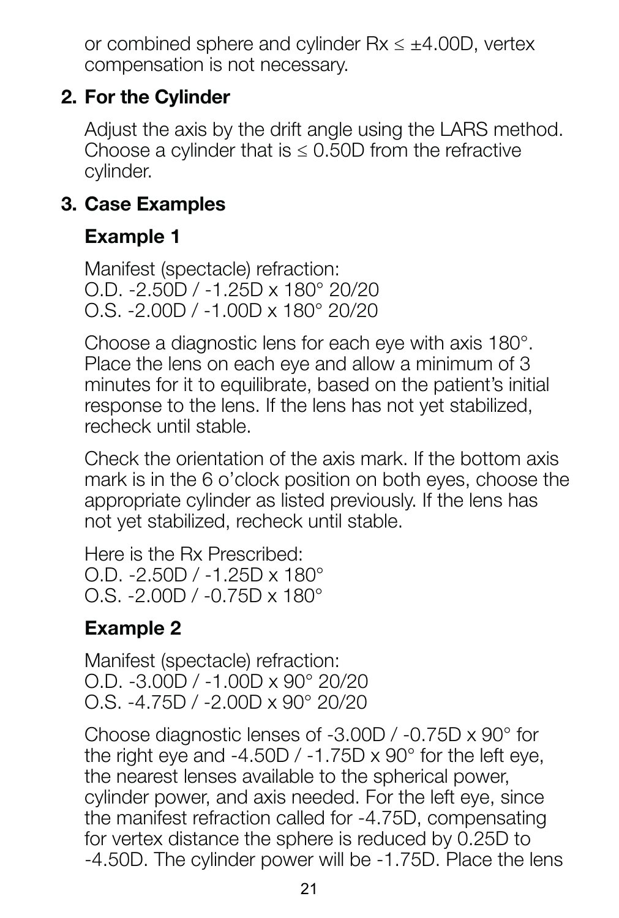or combined sphere and cylinder Rx ≤ ±4.00D, vertex compensation is not necessary.

## 2. For the Cylinder

Adjust the axis by the drift angle using the LARS method. Choose a cylinder that is ≤ 0.50D from the refractive cylinder.

## 3. Case Examples

### Example 1

Manifest (spectacle) refraction:
O.D. -2.50D / -1.25D x 180° 20/20
O.S. -2.00D / -1.00D x 180° 20/20

Choose a diagnostic lens for each eye with axis 180°. Place the lens on each eye and allow a minimum of 3 minutes for it to equilibrate, based on the patient's initial response to the lens. If the lens has not yet stabilized, recheck until stable.

Check the orientation of the axis mark. If the bottom axis mark is in the 6 o'clock position on both eyes, choose the appropriate cylinder as listed previously. If the lens has not yet stabilized, recheck until stable.

Here is the Rx Prescribed:
O.D. -2.50D / -1.25D x 180°
O.S. -2.00D / -0.75D x 180°

### Example 2

Manifest (spectacle) refraction:
O.D. -3.00D / -1.00D x 90° 20/20
O.S. -4.75D / -2.00D x 90° 20/20

Choose diagnostic lenses of -3.00D / -0.75D x 90° for the right eye and -4.50D / -1.75D x 90° for the left eye, the nearest lenses available to the spherical power, cylinder power, and axis needed. For the left eye, since the manifest refraction called for -4.75D, compensating for vertex distance the sphere is reduced by 0.25D to -4.50D. The cylinder power will be -1.75D. Place the lens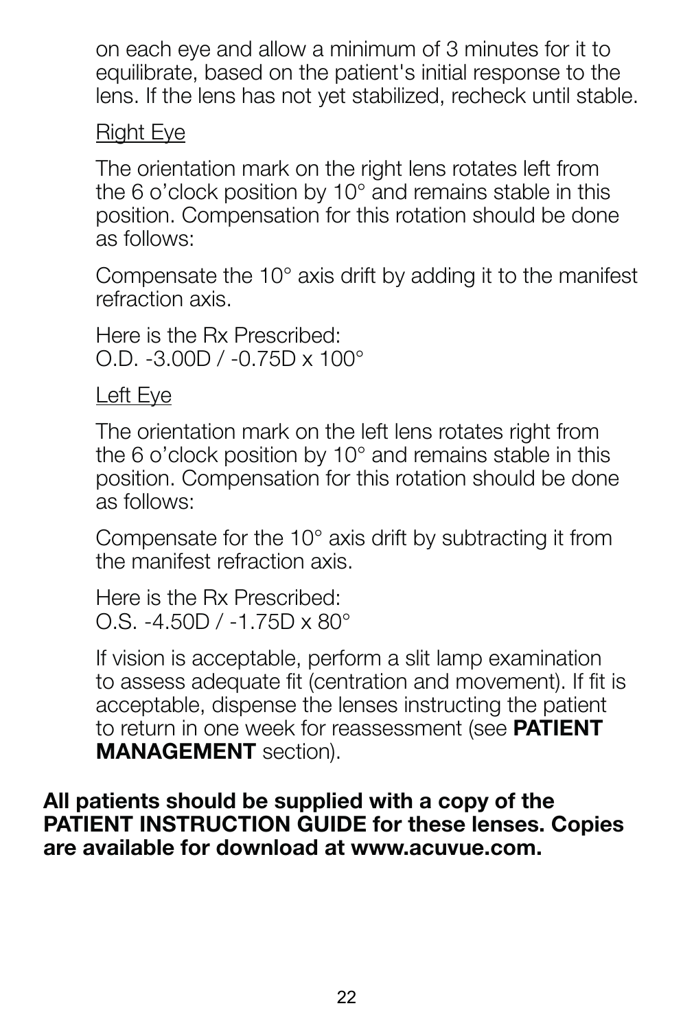on each eye and allow a minimum of 3 minutes for it to equilibrate, based on the patient's initial response to the lens. If the lens has not yet stabilized, recheck until stable.

Right Eye

The orientation mark on the right lens rotates left from the 6 o'clock position by 10° and remains stable in this position. Compensation for this rotation should be done as follows:

Compensate the 10° axis drift by adding it to the manifest refraction axis.

Here is the Rx Prescribed:
O.D. -3.00D / -0.75D x 100°

Left Eye

The orientation mark on the left lens rotates right from the 6 o'clock position by 10° and remains stable in this position. Compensation for this rotation should be done as follows:

Compensate for the 10° axis drift by subtracting it from the manifest refraction axis.

Here is the Rx Prescribed:
O.S. -4.50D / -1.75D x 80°

If vision is acceptable, perform a slit lamp examination to assess adequate fit (centration and movement). If fit is acceptable, dispense the lenses instructing the patient to return in one week for reassessment (see **PATIENT MANAGEMENT** section).

**All patients should be supplied with a copy of the PATIENT INSTRUCTION GUIDE for these lenses. Copies are available for download at www.acuvue.com.**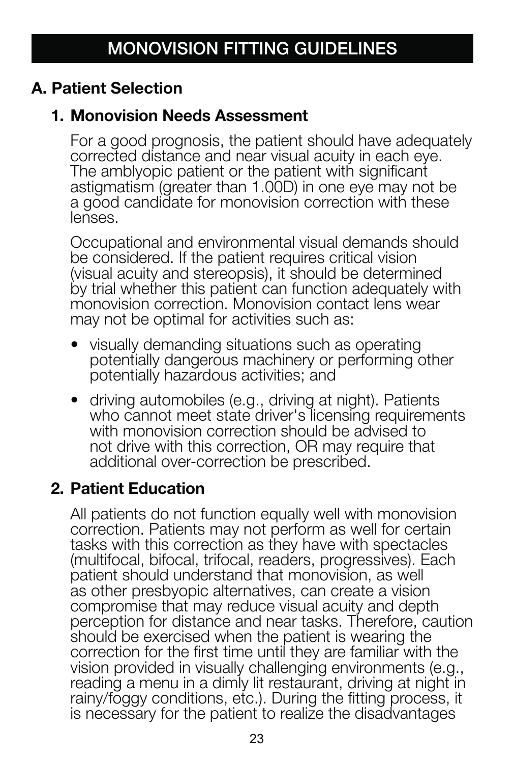# MONOVISION FITTING GUIDELINES

## A. Patient Selection

### 1. Monovision Needs Assessment

For a good prognosis, the patient should have adequately corrected distance and near visual acuity in each eye. The amblyopic patient or the patient with significant astigmatism (greater than 1.00D) in one eye may not be a good candidate for monovision correction with these lenses.

Occupational and environmental visual demands should be considered. If the patient requires critical vision (visual acuity and stereopsis), it should be determined by trial whether this patient can function adequately with monovision correction. Monovision contact lens wear may not be optimal for activities such as:

- visually demanding situations such as operating potentially dangerous machinery or performing other potentially hazardous activities; and
- driving automobiles (e.g., driving at night). Patients who cannot meet state driver's licensing requirements with monovision correction should be advised to not drive with this correction, OR may require that additional over-correction be prescribed.

### 2. Patient Education

All patients do not function equally well with monovision correction. Patients may not perform as well for certain tasks with this correction as they have with spectacles (multifocal, bifocal, trifocal, readers, progressives). Each patient should understand that monovision, as well as other presbyopic alternatives, can create a vision compromise that may reduce visual acuity and depth perception for distance and near tasks. Therefore, caution should be exercised when the patient is wearing the correction for the first time until they are familiar with the vision provided in visually challenging environments (e.g., reading a menu in a dimly lit restaurant, driving at night in rainy/foggy conditions, etc.). During the fitting process, it is necessary for the patient to realize the disadvantages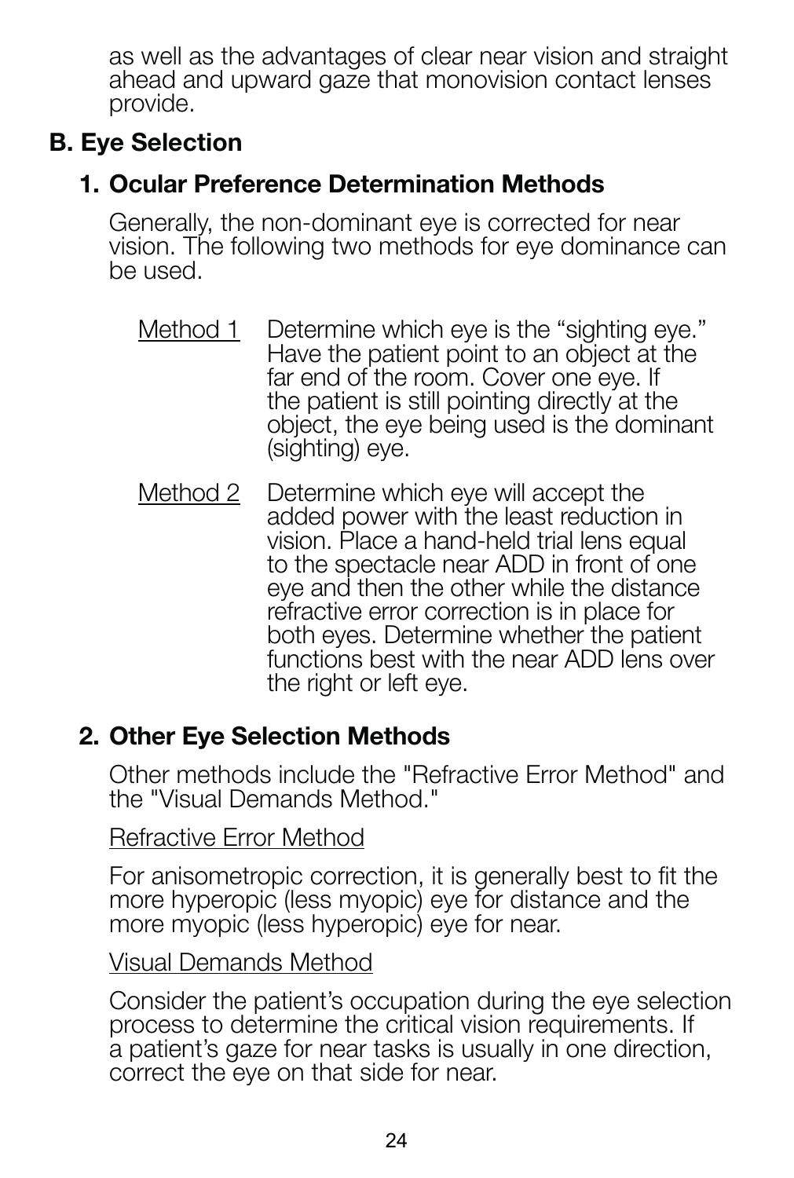as well as the advantages of clear near vision and straight ahead and upward gaze that monovision contact lenses provide.

## B. Eye Selection

### 1. Ocular Preference Determination Methods

Generally, the non-dominant eye is corrected for near vision. The following two methods for eye dominance can be used.

Method 1 — Determine which eye is the "sighting eye." Have the patient point to an object at the far end of the room. Cover one eye. If the patient is still pointing directly at the object, the eye being used is the dominant (sighting) eye.

Method 2 — Determine which eye will accept the added power with the least reduction in vision. Place a hand-held trial lens equal to the spectacle near ADD in front of one eye and then the other while the distance refractive error correction is in place for both eyes. Determine whether the patient functions best with the near ADD lens over the right or left eye.

### 2. Other Eye Selection Methods

Other methods include the "Refractive Error Method" and the "Visual Demands Method."

Refractive Error Method

For anisometropic correction, it is generally best to fit the more hyperopic (less myopic) eye for distance and the more myopic (less hyperopic) eye for near.

Visual Demands Method

Consider the patient's occupation during the eye selection process to determine the critical vision requirements. If a patient's gaze for near tasks is usually in one direction, correct the eye on that side for near.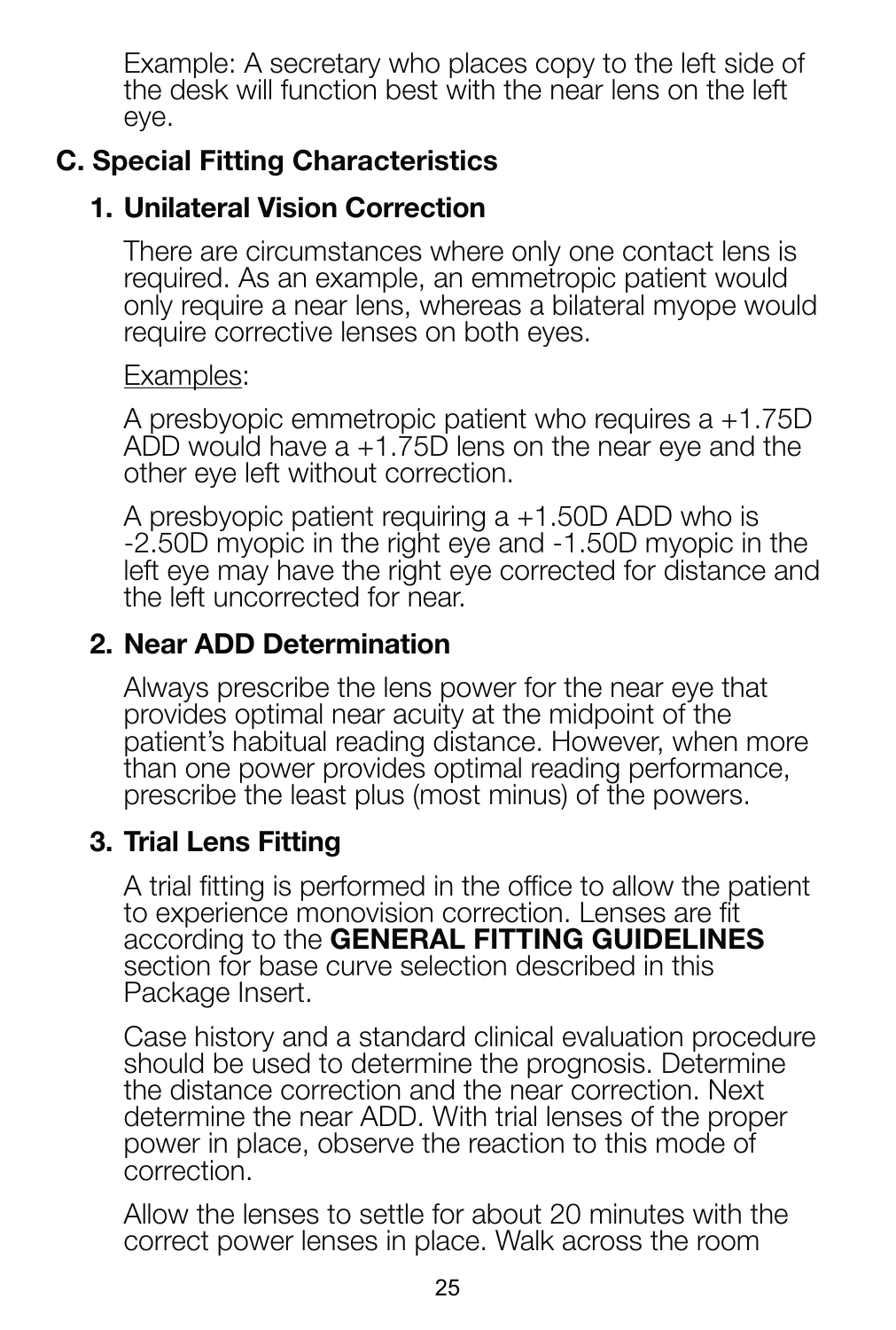Example: A secretary who places copy to the left side of the desk will function best with the near lens on the left eye.

## C. Special Fitting Characteristics

### 1. Unilateral Vision Correction

There are circumstances where only one contact lens is required. As an example, an emmetropic patient would only require a near lens, whereas a bilateral myope would require corrective lenses on both eyes.

<u>Examples</u>:

A presbyopic emmetropic patient who requires a +1.75D ADD would have a +1.75D lens on the near eye and the other eye left without correction.

A presbyopic patient requiring a +1.50D ADD who is -2.50D myopic in the right eye and -1.50D myopic in the left eye may have the right eye corrected for distance and the left uncorrected for near.

### 2. Near ADD Determination

Always prescribe the lens power for the near eye that provides optimal near acuity at the midpoint of the patient's habitual reading distance. However, when more than one power provides optimal reading performance, prescribe the least plus (most minus) of the powers.

### 3. Trial Lens Fitting

A trial fitting is performed in the office to allow the patient to experience monovision correction. Lenses are fit according to the **GENERAL FITTING GUIDELINES** section for base curve selection described in this Package Insert.

Case history and a standard clinical evaluation procedure should be used to determine the prognosis. Determine the distance correction and the near correction. Next determine the near ADD. With trial lenses of the proper power in place, observe the reaction to this mode of correction.

Allow the lenses to settle for about 20 minutes with the correct power lenses in place. Walk across the room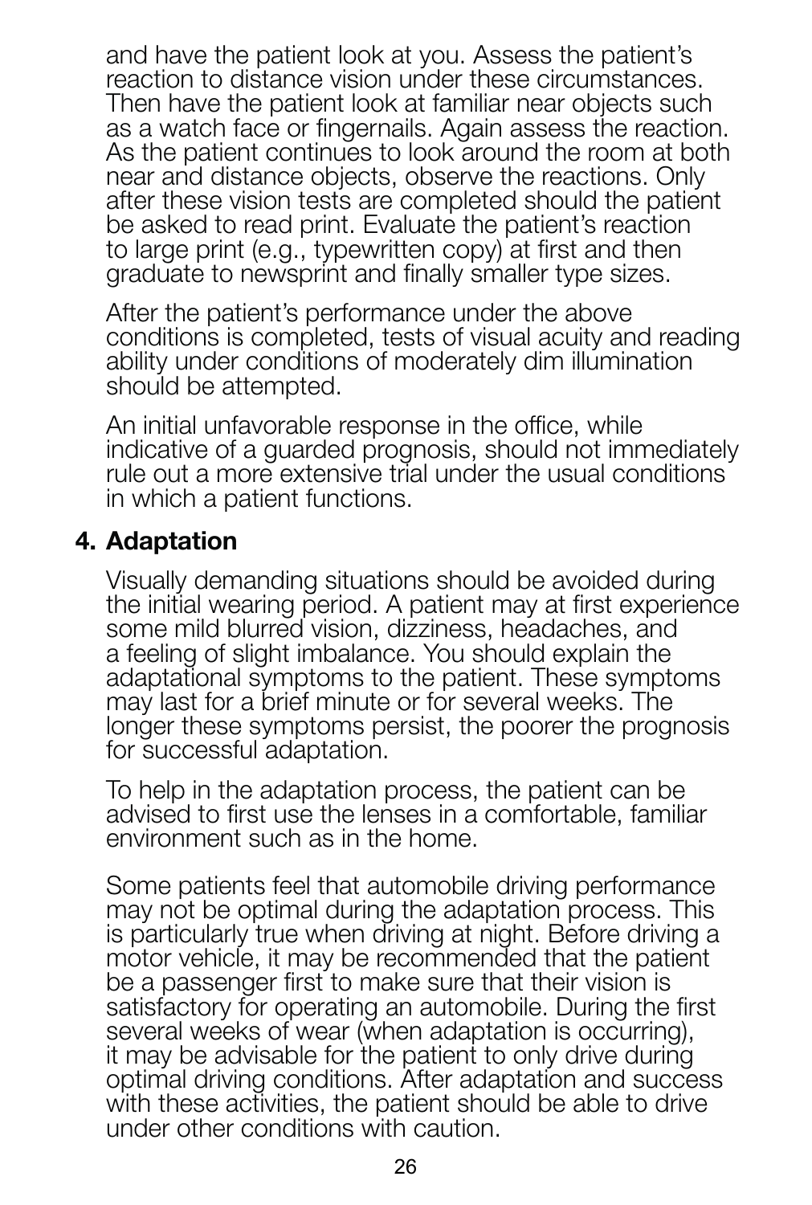and have the patient look at you. Assess the patient's reaction to distance vision under these circumstances. Then have the patient look at familiar near objects such as a watch face or fingernails. Again assess the reaction. As the patient continues to look around the room at both near and distance objects, observe the reactions. Only after these vision tests are completed should the patient be asked to read print. Evaluate the patient's reaction to large print (e.g., typewritten copy) at first and then graduate to newsprint and finally smaller type sizes.

After the patient's performance under the above conditions is completed, tests of visual acuity and reading ability under conditions of moderately dim illumination should be attempted.

An initial unfavorable response in the office, while indicative of a guarded prognosis, should not immediately rule out a more extensive trial under the usual conditions in which a patient functions.

## 4. Adaptation

Visually demanding situations should be avoided during the initial wearing period. A patient may at first experience some mild blurred vision, dizziness, headaches, and a feeling of slight imbalance. You should explain the adaptational symptoms to the patient. These symptoms may last for a brief minute or for several weeks. The longer these symptoms persist, the poorer the prognosis for successful adaptation.

To help in the adaptation process, the patient can be advised to first use the lenses in a comfortable, familiar environment such as in the home.

Some patients feel that automobile driving performance may not be optimal during the adaptation process. This is particularly true when driving at night. Before driving a motor vehicle, it may be recommended that the patient be a passenger first to make sure that their vision is satisfactory for operating an automobile. During the first several weeks of wear (when adaptation is occurring), it may be advisable for the patient to only drive during optimal driving conditions. After adaptation and success with these activities, the patient should be able to drive under other conditions with caution.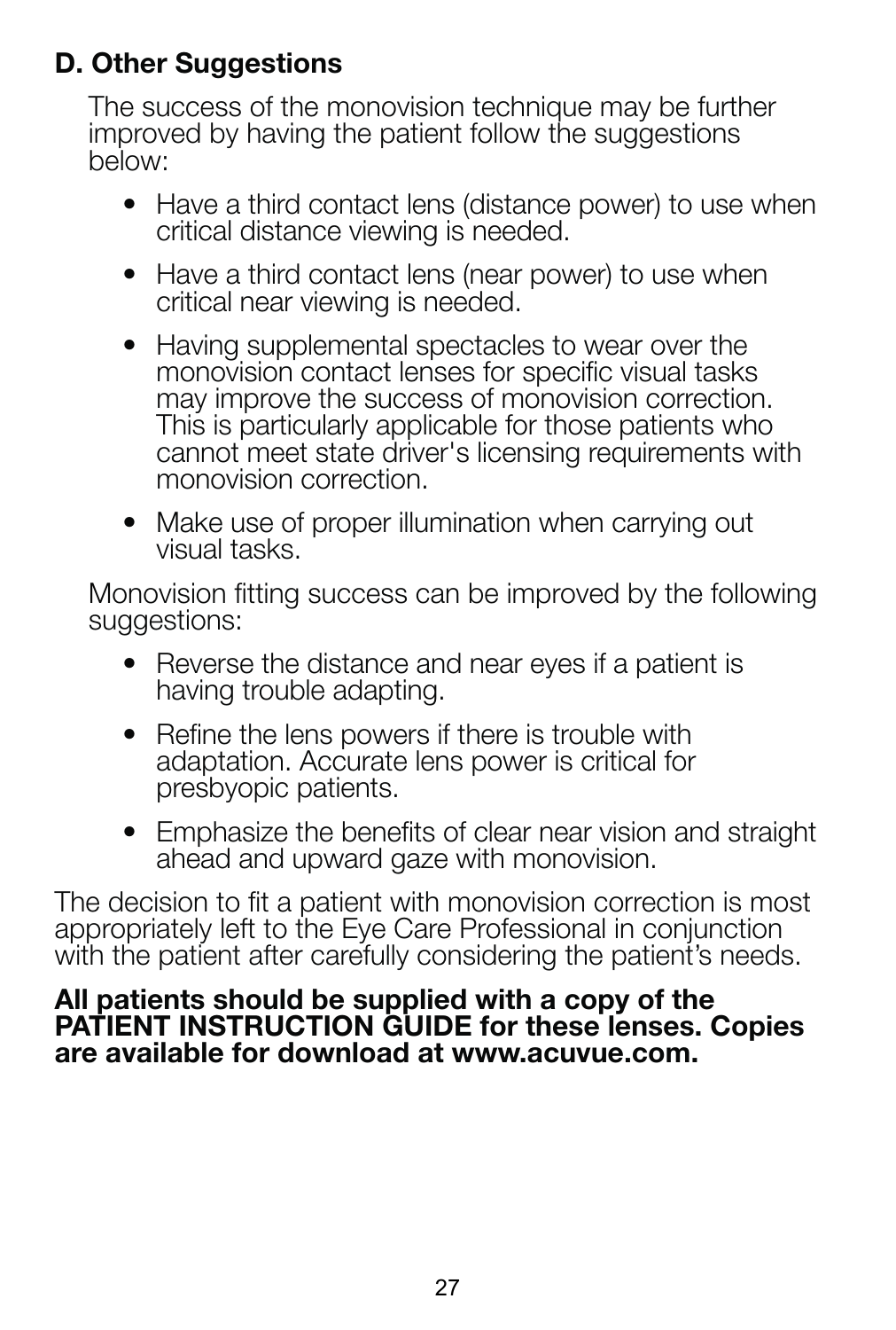### D. Other Suggestions

The success of the monovision technique may be further improved by having the patient follow the suggestions below:

- Have a third contact lens (distance power) to use when critical distance viewing is needed.
- Have a third contact lens (near power) to use when critical near viewing is needed.
- Having supplemental spectacles to wear over the monovision contact lenses for specific visual tasks may improve the success of monovision correction. This is particularly applicable for those patients who cannot meet state driver's licensing requirements with monovision correction.
- Make use of proper illumination when carrying out visual tasks.

Monovision fitting success can be improved by the following suggestions:

- Reverse the distance and near eyes if a patient is having trouble adapting.
- Refine the lens powers if there is trouble with adaptation. Accurate lens power is critical for presbyopic patients.
- Emphasize the benefits of clear near vision and straight ahead and upward gaze with monovision.

The decision to fit a patient with monovision correction is most appropriately left to the Eye Care Professional in conjunction with the patient after carefully considering the patient's needs.

**All patients should be supplied with a copy of the PATIENT INSTRUCTION GUIDE for these lenses. Copies are available for download at www.acuvue.com.**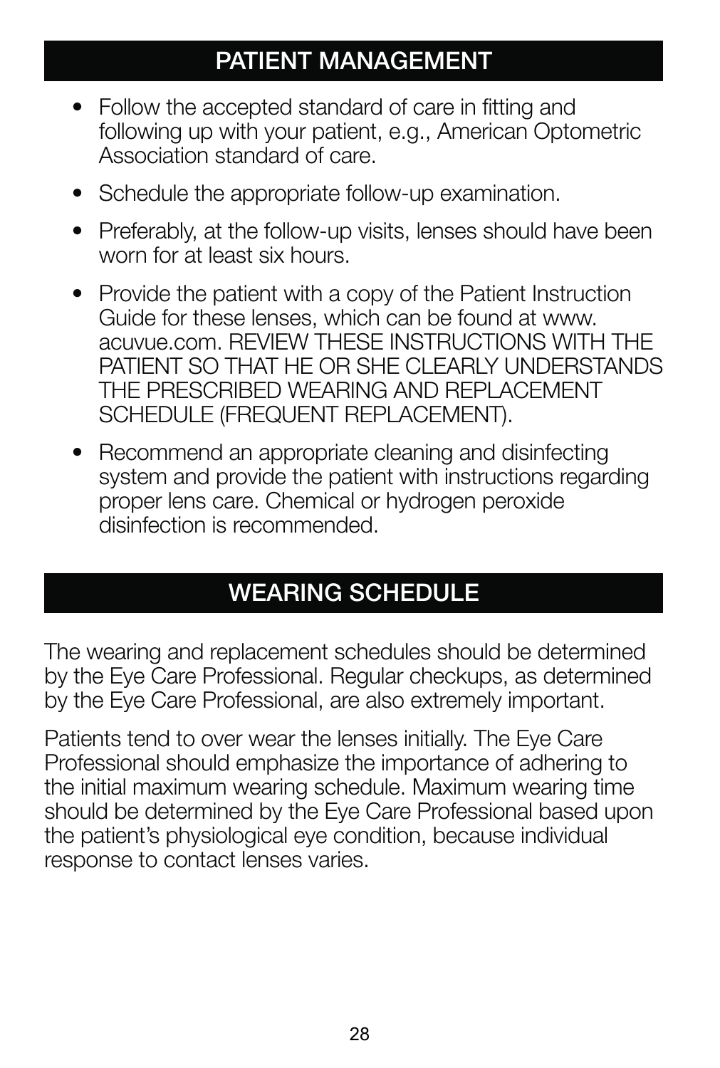## PATIENT MANAGEMENT

- Follow the accepted standard of care in fitting and following up with your patient, e.g., American Optometric Association standard of care.
- Schedule the appropriate follow-up examination.
- Preferably, at the follow-up visits, lenses should have been worn for at least six hours.
- Provide the patient with a copy of the Patient Instruction Guide for these lenses, which can be found at www.acuvue.com. REVIEW THESE INSTRUCTIONS WITH THE PATIENT SO THAT HE OR SHE CLEARLY UNDERSTANDS THE PRESCRIBED WEARING AND REPLACEMENT SCHEDULE (FREQUENT REPLACEMENT).
- Recommend an appropriate cleaning and disinfecting system and provide the patient with instructions regarding proper lens care. Chemical or hydrogen peroxide disinfection is recommended.

## WEARING SCHEDULE

The wearing and replacement schedules should be determined by the Eye Care Professional. Regular checkups, as determined by the Eye Care Professional, are also extremely important.

Patients tend to over wear the lenses initially. The Eye Care Professional should emphasize the importance of adhering to the initial maximum wearing schedule. Maximum wearing time should be determined by the Eye Care Professional based upon the patient's physiological eye condition, because individual response to contact lenses varies.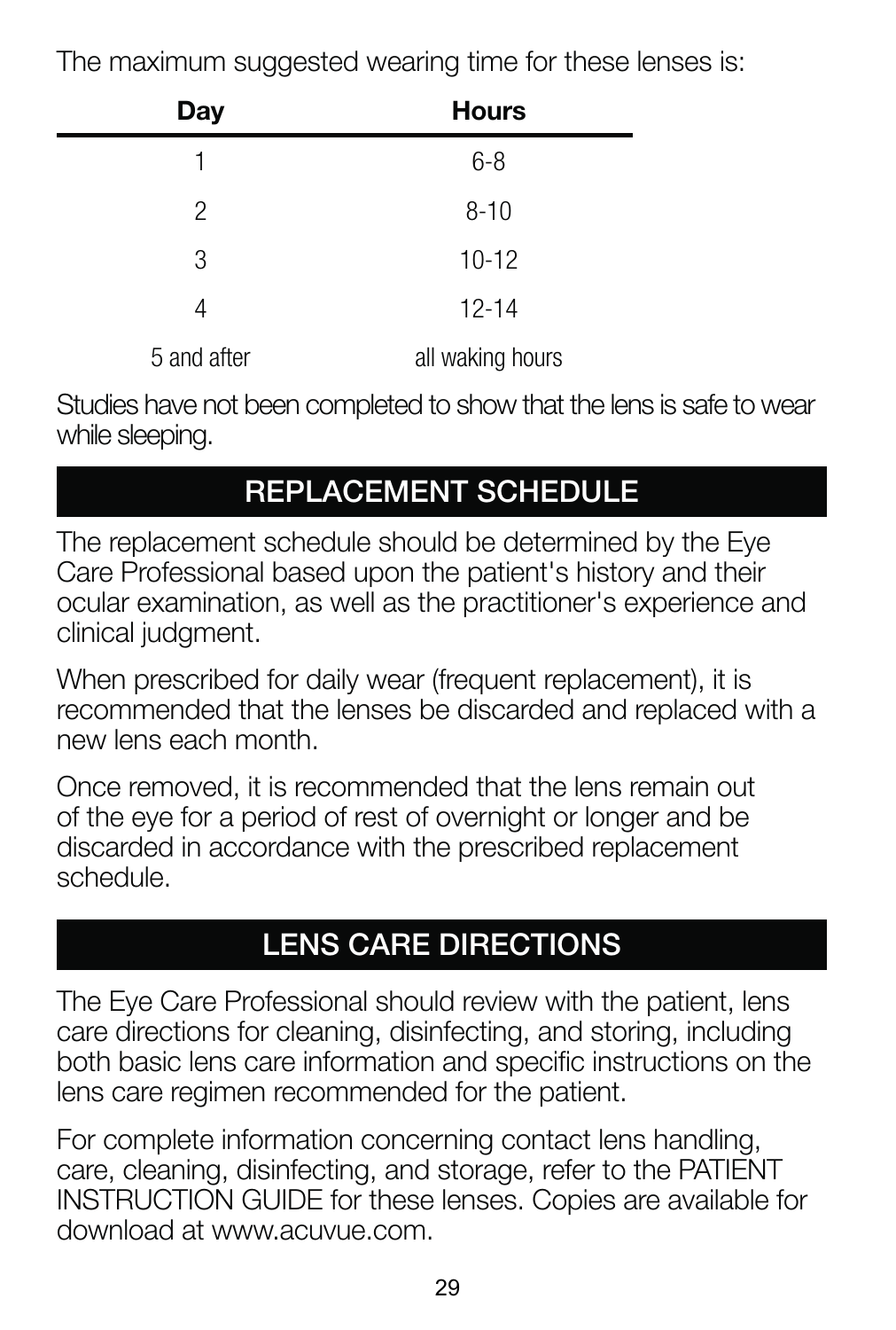The maximum suggested wearing time for these lenses is:

| Day | Hours |
| --- | --- |
| 1 | 6-8 |
| 2 | 8-10 |
| 3 | 10-12 |
| 4 | 12-14 |
| 5 and after | all waking hours |

Studies have not been completed to show that the lens is safe to wear while sleeping.

## REPLACEMENT SCHEDULE

The replacement schedule should be determined by the Eye Care Professional based upon the patient's history and their ocular examination, as well as the practitioner's experience and clinical judgment.

When prescribed for daily wear (frequent replacement), it is recommended that the lenses be discarded and replaced with a new lens each month.

Once removed, it is recommended that the lens remain out of the eye for a period of rest of overnight or longer and be discarded in accordance with the prescribed replacement schedule.

## LENS CARE DIRECTIONS

The Eye Care Professional should review with the patient, lens care directions for cleaning, disinfecting, and storing, including both basic lens care information and specific instructions on the lens care regimen recommended for the patient.

For complete information concerning contact lens handling, care, cleaning, disinfecting, and storage, refer to the PATIENT INSTRUCTION GUIDE for these lenses. Copies are available for download at www.acuvue.com.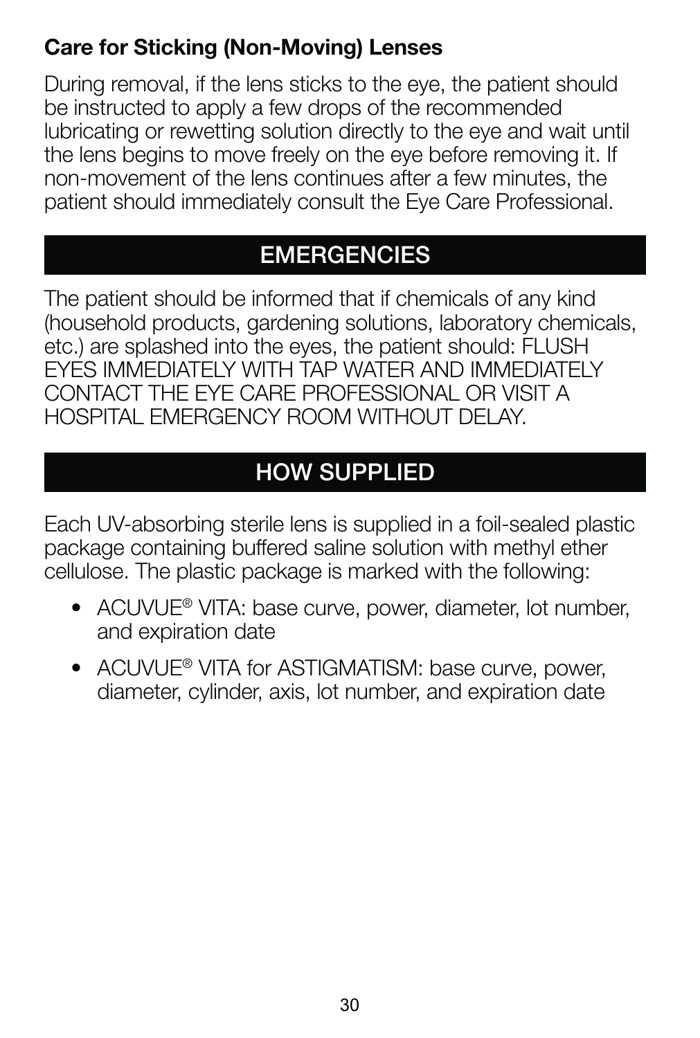### Care for Sticking (Non-Moving) Lenses

During removal, if the lens sticks to the eye, the patient should be instructed to apply a few drops of the recommended lubricating or rewetting solution directly to the eye and wait until the lens begins to move freely on the eye before removing it. If non-movement of the lens continues after a few minutes, the patient should immediately consult the Eye Care Professional.

## EMERGENCIES

The patient should be informed that if chemicals of any kind (household products, gardening solutions, laboratory chemicals, etc.) are splashed into the eyes, the patient should: FLUSH EYES IMMEDIATELY WITH TAP WATER AND IMMEDIATELY CONTACT THE EYE CARE PROFESSIONAL OR VISIT A HOSPITAL EMERGENCY ROOM WITHOUT DELAY.

## HOW SUPPLIED

Each UV-absorbing sterile lens is supplied in a foil-sealed plastic package containing buffered saline solution with methyl ether cellulose. The plastic package is marked with the following:

- ACUVUE® VITA: base curve, power, diameter, lot number, and expiration date
- ACUVUE® VITA for ASTIGMATISM: base curve, power, diameter, cylinder, axis, lot number, and expiration date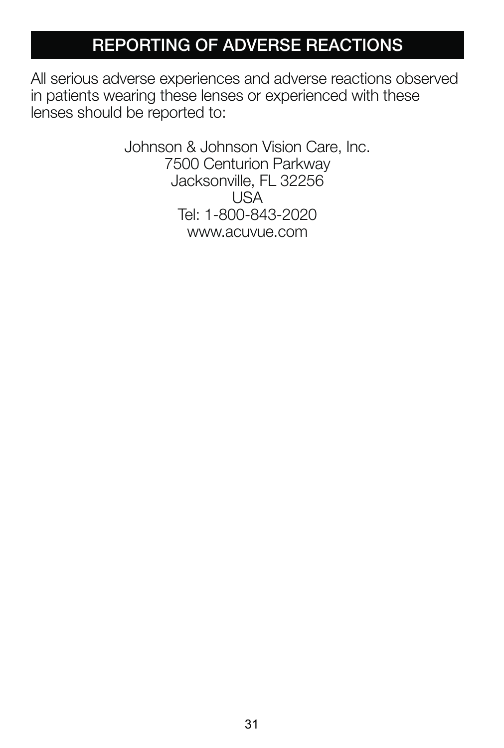# REPORTING OF ADVERSE REACTIONS

All serious adverse experiences and adverse reactions observed in patients wearing these lenses or experienced with these lenses should be reported to:

Johnson & Johnson Vision Care, Inc.
7500 Centurion Parkway
Jacksonville, FL 32256
USA
Tel: 1-800-843-2020
www.acuvue.com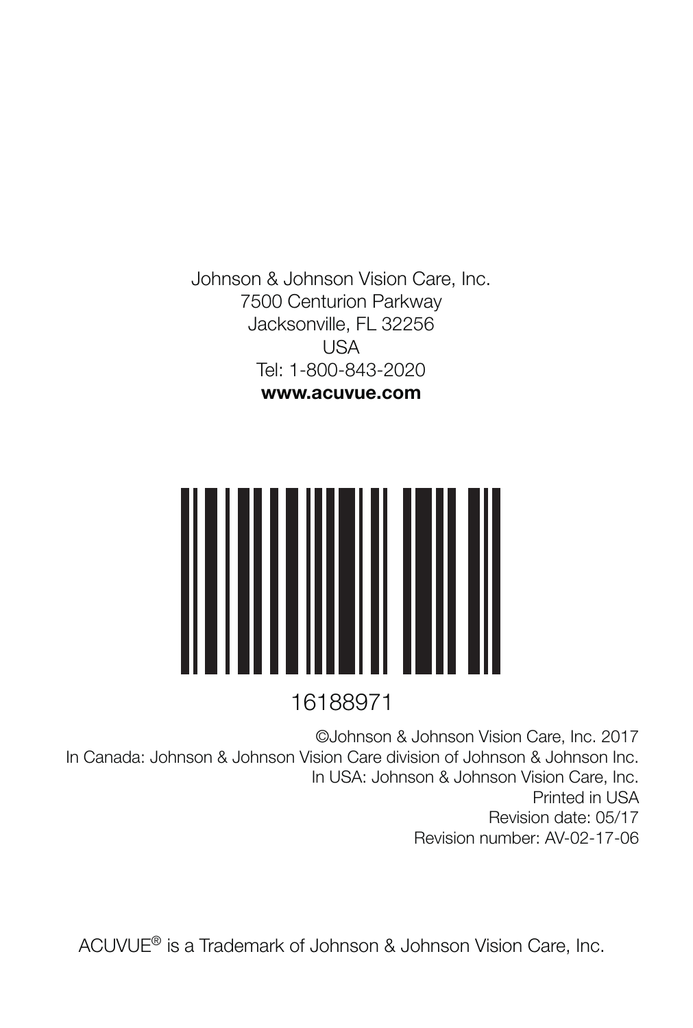Johnson & Johnson Vision Care, Inc.
7500 Centurion Parkway
Jacksonville, FL 32256
USA
Tel: 1-800-843-2020
**www.acuvue.com**

16188971

©Johnson & Johnson Vision Care, Inc. 2017
In Canada: Johnson & Johnson Vision Care division of Johnson & Johnson Inc.
In USA: Johnson & Johnson Vision Care, Inc.
Printed in USA
Revision date: 05/17
Revision number: AV-02-17-06

ACUVUE® is a Trademark of Johnson & Johnson Vision Care, Inc.